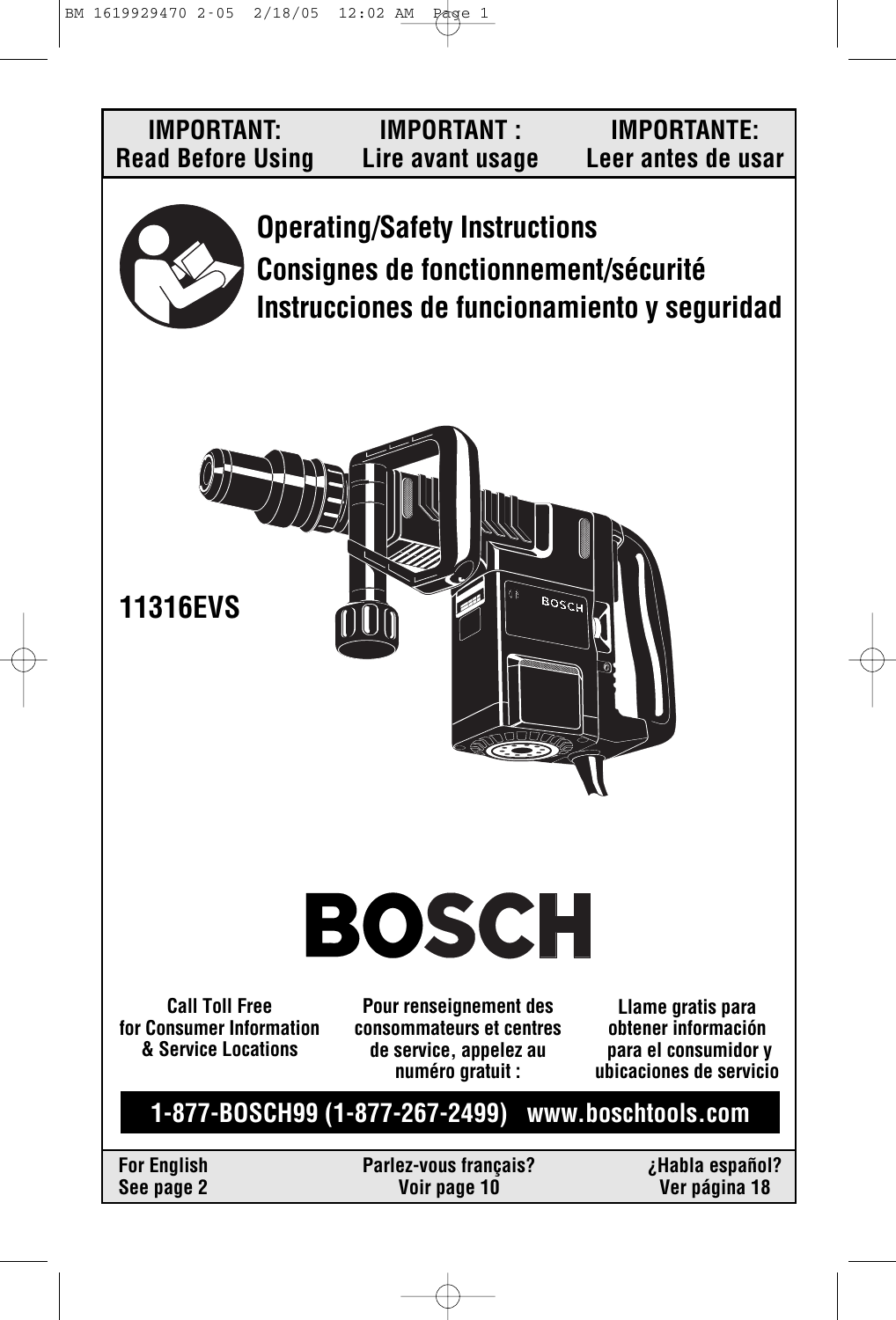| IMPORTANT: Read Before Using | IMPORTANT : Lire avant usage | IMPORTANTE: Leer antes de usar |
| --- | --- | --- |

# Operating/Safety Instructions
# Consignes de fonctionnement/sécurité
# Instrucciones de funcionamiento y seguridad

**11316EVS**

# BOSCH

**Call Toll Free for Consumer Information & Service Locations**

**Pour renseignement des consommateurs et centres de service, appelez au numéro gratuit :**

**Llame gratis para obtener información para el consumidor y ubicaciones de servicio**

**1-877-BOSCH99 (1-877-267-2499) www.boschtools.com**

| For English See page 2 | Parlez-vous français? Voir page 10 | ¿Habla español? Ver página 18 |
| --- | --- | --- |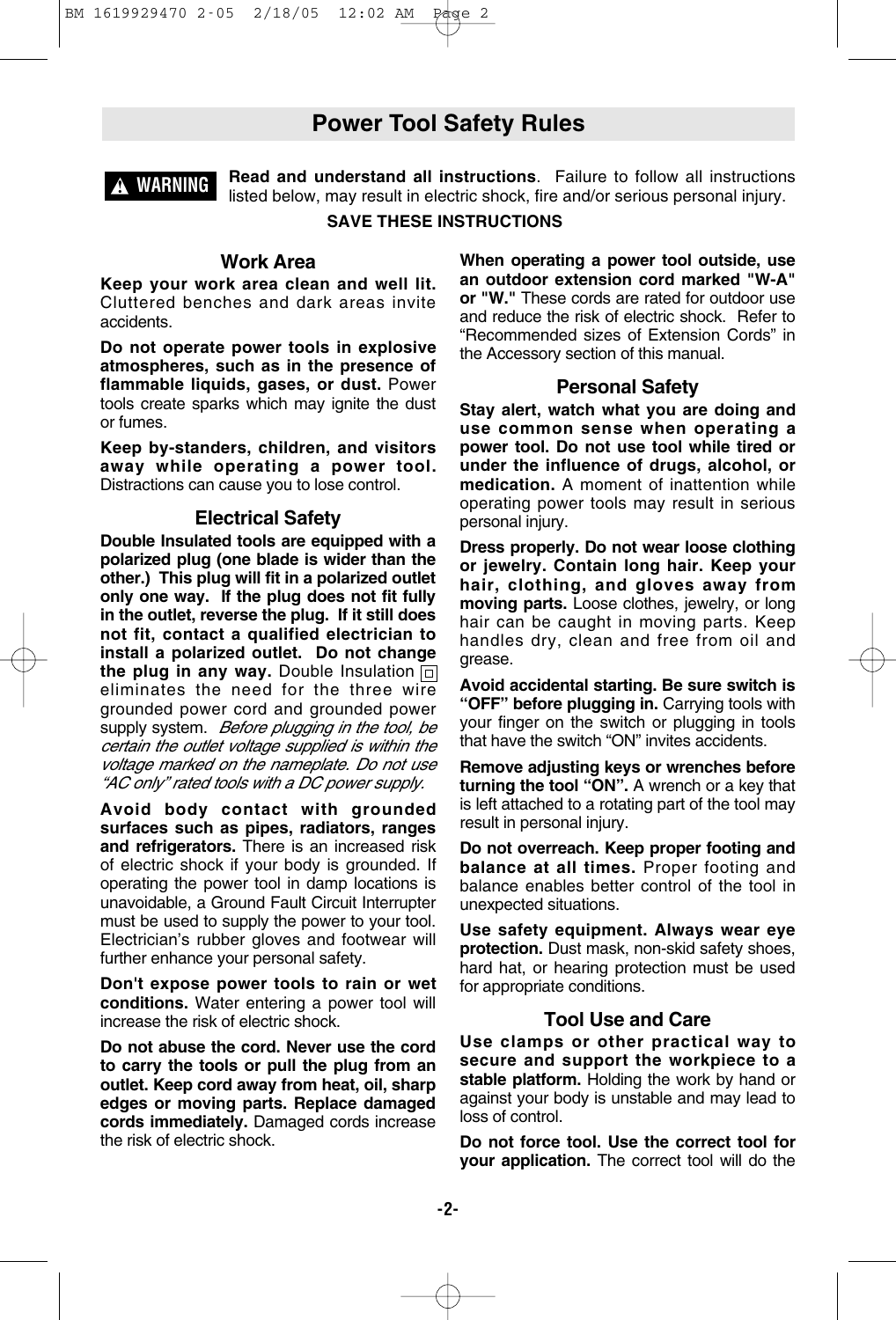# Power Tool Safety Rules

**⚠ WARNING** **Read and understand all instructions**. Failure to follow all instructions listed below, may result in electric shock, fire and/or serious personal injury.

**SAVE THESE INSTRUCTIONS**

## Work Area

**Keep your work area clean and well lit.** Cluttered benches and dark areas invite accidents.

**Do not operate power tools in explosive atmospheres, such as in the presence of flammable liquids, gases, or dust.** Power tools create sparks which may ignite the dust or fumes.

**Keep by-standers, children, and visitors away while operating a power tool.** Distractions can cause you to lose control.

## Electrical Safety

**Double Insulated tools are equipped with a polarized plug (one blade is wider than the other.) This plug will fit in a polarized outlet only one way. If the plug does not fit fully in the outlet, reverse the plug. If it still does not fit, contact a qualified electrician to install a polarized outlet. Do not change the plug in any way.** Double Insulation ▢ eliminates the need for the three wire grounded power cord and grounded power supply system. *Before plugging in the tool, be certain the outlet voltage supplied is within the voltage marked on the nameplate. Do not use "AC only" rated tools with a DC power supply.*

**Avoid body contact with grounded surfaces such as pipes, radiators, ranges and refrigerators.** There is an increased risk of electric shock if your body is grounded. If operating the power tool in damp locations is unavoidable, a Ground Fault Circuit Interrupter must be used to supply the power to your tool. Electrician's rubber gloves and footwear will further enhance your personal safety.

**Don't expose power tools to rain or wet conditions.** Water entering a power tool will increase the risk of electric shock.

**Do not abuse the cord. Never use the cord to carry the tools or pull the plug from an outlet. Keep cord away from heat, oil, sharp edges or moving parts. Replace damaged cords immediately.** Damaged cords increase the risk of electric shock.

**When operating a power tool outside, use an outdoor extension cord marked "W-A" or "W."** These cords are rated for outdoor use and reduce the risk of electric shock. Refer to "Recommended sizes of Extension Cords" in the Accessory section of this manual.

## Personal Safety

**Stay alert, watch what you are doing and use common sense when operating a power tool. Do not use tool while tired or under the influence of drugs, alcohol, or medication.** A moment of inattention while operating power tools may result in serious personal injury.

**Dress properly. Do not wear loose clothing or jewelry. Contain long hair. Keep your hair, clothing, and gloves away from moving parts.** Loose clothes, jewelry, or long hair can be caught in moving parts. Keep handles dry, clean and free from oil and grease.

**Avoid accidental starting. Be sure switch is "OFF" before plugging in.** Carrying tools with your finger on the switch or plugging in tools that have the switch "ON" invites accidents.

**Remove adjusting keys or wrenches before turning the tool "ON".** A wrench or a key that is left attached to a rotating part of the tool may result in personal injury.

**Do not overreach. Keep proper footing and balance at all times.** Proper footing and balance enables better control of the tool in unexpected situations.

**Use safety equipment. Always wear eye protection.** Dust mask, non-skid safety shoes, hard hat, or hearing protection must be used for appropriate conditions.

## Tool Use and Care

**Use clamps or other practical way to secure and support the workpiece to a stable platform.** Holding the work by hand or against your body is unstable and may lead to loss of control.

**Do not force tool. Use the correct tool for your application.** The correct tool will do the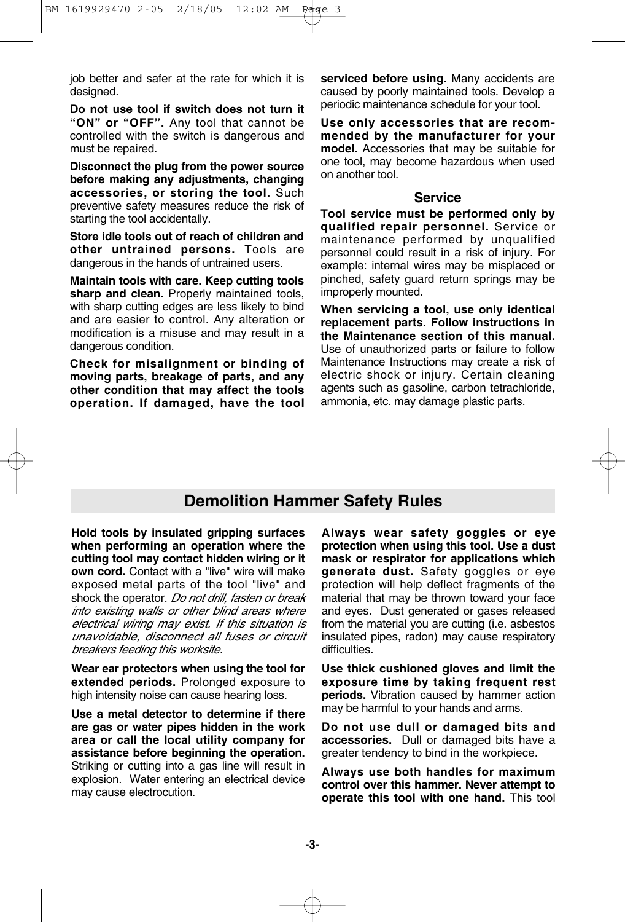job better and safer at the rate for which it is designed.

**Do not use tool if switch does not turn it "ON" or "OFF".** Any tool that cannot be controlled with the switch is dangerous and must be repaired.

**Disconnect the plug from the power source before making any adjustments, changing accessories, or storing the tool.** Such preventive safety measures reduce the risk of starting the tool accidentally.

**Store idle tools out of reach of children and other untrained persons.** Tools are dangerous in the hands of untrained users.

**Maintain tools with care. Keep cutting tools sharp and clean.** Properly maintained tools, with sharp cutting edges are less likely to bind and are easier to control. Any alteration or modification is a misuse and may result in a dangerous condition.

**Check for misalignment or binding of moving parts, breakage of parts, and any other condition that may affect the tools operation. If damaged, have the tool serviced before using.** Many accidents are caused by poorly maintained tools. Develop a periodic maintenance schedule for your tool.

**Use only accessories that are recommended by the manufacturer for your model.** Accessories that may be suitable for one tool, may become hazardous when used on another tool.

### Service

**Tool service must be performed only by qualified repair personnel.** Service or maintenance performed by unqualified personnel could result in a risk of injury. For example: internal wires may be misplaced or pinched, safety guard return springs may be improperly mounted.

**When servicing a tool, use only identical replacement parts. Follow instructions in the Maintenance section of this manual.** Use of unauthorized parts or failure to follow Maintenance Instructions may create a risk of electric shock or injury. Certain cleaning agents such as gasoline, carbon tetrachloride, ammonia, etc. may damage plastic parts.

## Demolition Hammer Safety Rules

**Hold tools by insulated gripping surfaces when performing an operation where the cutting tool may contact hidden wiring or it own cord.** Contact with a "live" wire will make exposed metal parts of the tool "live" and shock the operator. *Do not drill, fasten or break into existing walls or other blind areas where electrical wiring may exist. If this situation is unavoidable, disconnect all fuses or circuit breakers feeding this worksite.*

**Wear ear protectors when using the tool for extended periods.** Prolonged exposure to high intensity noise can cause hearing loss.

**Use a metal detector to determine if there are gas or water pipes hidden in the work area or call the local utility company for assistance before beginning the operation.** Striking or cutting into a gas line will result in explosion. Water entering an electrical device may cause electrocution.

**Always wear safety goggles or eye protection when using this tool. Use a dust mask or respirator for applications which generate dust.** Safety goggles or eye protection will help deflect fragments of the material that may be thrown toward your face and eyes. Dust generated or gases released from the material you are cutting (i.e. asbestos insulated pipes, radon) may cause respiratory difficulties.

**Use thick cushioned gloves and limit the exposure time by taking frequent rest periods.** Vibration caused by hammer action may be harmful to your hands and arms.

**Do not use dull or damaged bits and accessories.** Dull or damaged bits have a greater tendency to bind in the workpiece.

**Always use both handles for maximum control over this hammer. Never attempt to operate this tool with one hand.** This tool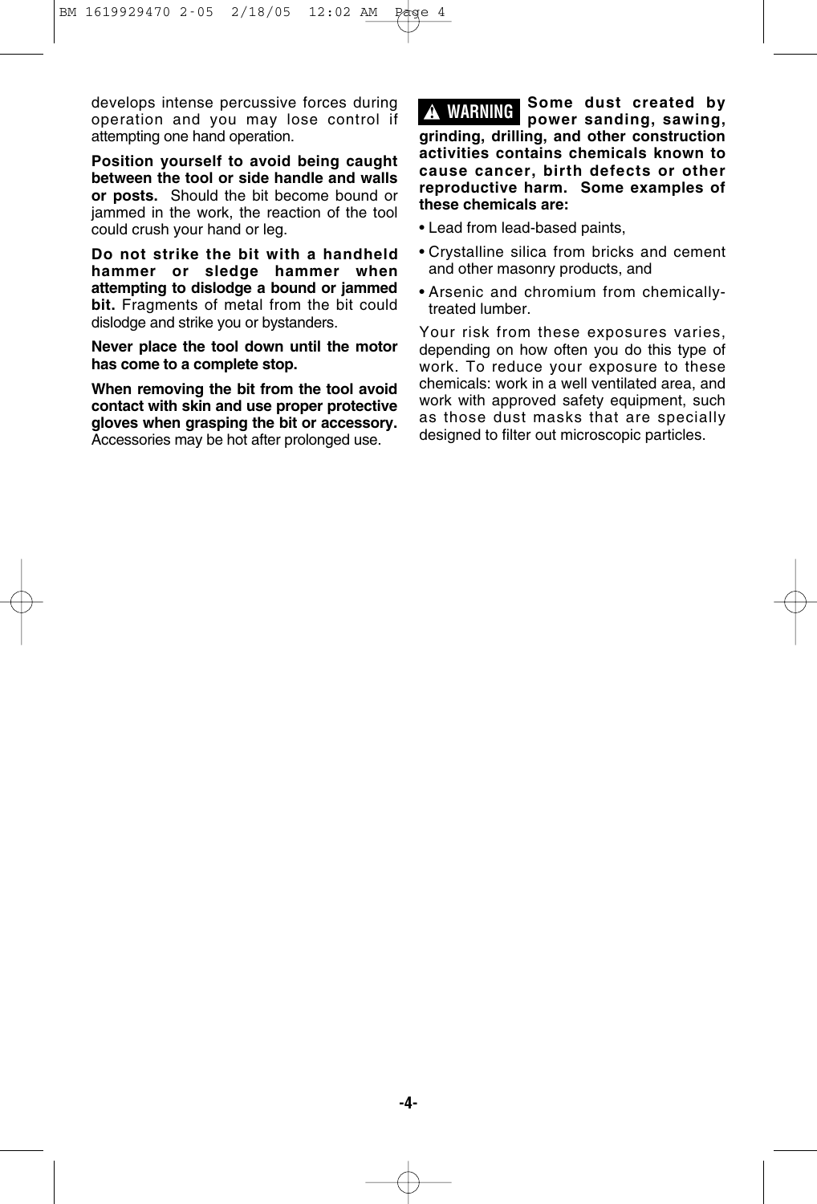develops intense percussive forces during operation and you may lose control if attempting one hand operation.

**Position yourself to avoid being caught between the tool or side handle and walls or posts.** Should the bit become bound or jammed in the work, the reaction of the tool could crush your hand or leg.

**Do not strike the bit with a handheld hammer or sledge hammer when attempting to dislodge a bound or jammed bit.** Fragments of metal from the bit could dislodge and strike you or bystanders.

**Never place the tool down until the motor has come to a complete stop.**

**When removing the bit from the tool avoid contact with skin and use proper protective gloves when grasping the bit or accessory.** Accessories may be hot after prolonged use.

**⚠ WARNING Some dust created by power sanding, sawing, grinding, drilling, and other construction activities contains chemicals known to cause cancer, birth defects or other reproductive harm. Some examples of these chemicals are:**

- Lead from lead-based paints,
- Crystalline silica from bricks and cement and other masonry products, and
- Arsenic and chromium from chemically-treated lumber.

Your risk from these exposures varies, depending on how often you do this type of work. To reduce your exposure to these chemicals: work in a well ventilated area, and work with approved safety equipment, such as those dust masks that are specially designed to filter out microscopic particles.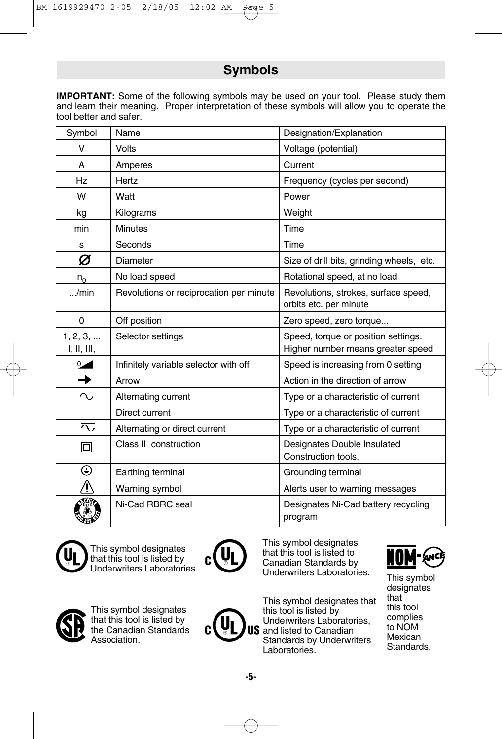## Symbols

**IMPORTANT:** Some of the following symbols may be used on your tool. Please study them and learn their meaning. Proper interpretation of these symbols will allow you to operate the tool better and safer.

| Symbol | Name | Designation/Explanation |
|---|---|---|
| V | Volts | Voltage (potential) |
| A | Amperes | Current |
| Hz | Hertz | Frequency (cycles per second) |
| W | Watt | Power |
| kg | Kilograms | Weight |
| min | Minutes | Time |
| s | Seconds | Time |
| ∅ | Diameter | Size of drill bits, grinding wheels, etc. |
| $n_0$ | No load speed | Rotational speed, at no load |
| .../min | Revolutions or reciprocation per minute | Revolutions, strokes, surface speed, orbits etc. per minute |
| 0 | Off position | Zero speed, zero torque... |
| 1, 2, 3, ... I, II, III, | Selector settings | Speed, torque or position settings. Higher number means greater speed |
| 0◢ | Infinitely variable selector with off | Speed is increasing from 0 setting |
| ➔ | Arrow | Action in the direction of arrow |
| ∿ | Alternating current | Type or a characteristic of current |
| ⎓ | Direct current | Type or a characteristic of current |
| ∿ | Alternating or direct current | Type or a characteristic of current |
| ⧈ | Class II construction | Designates Double Insulated Construction tools. |
| ⏚ | Earthing terminal | Grounding terminal |
| ⚠ | Warning symbol | Alerts user to warning messages |
| RBRC | Ni-Cad RBRC seal | Designates Ni-Cad battery recycling program |

UL — This symbol designates that this tool is listed by Underwriters Laboratories.

C UL — This symbol designates that this tool is listed to Canadian Standards by Underwriters Laboratories.

NOM-ANCE — This symbol designates that this tool complies to NOM Mexican Standards.

SA — This symbol designates that this tool is listed by the Canadian Standards Association.

C UL US — This symbol designates that this tool is listed by Underwriters Laboratories, and listed to Canadian Standards by Underwriters Laboratories.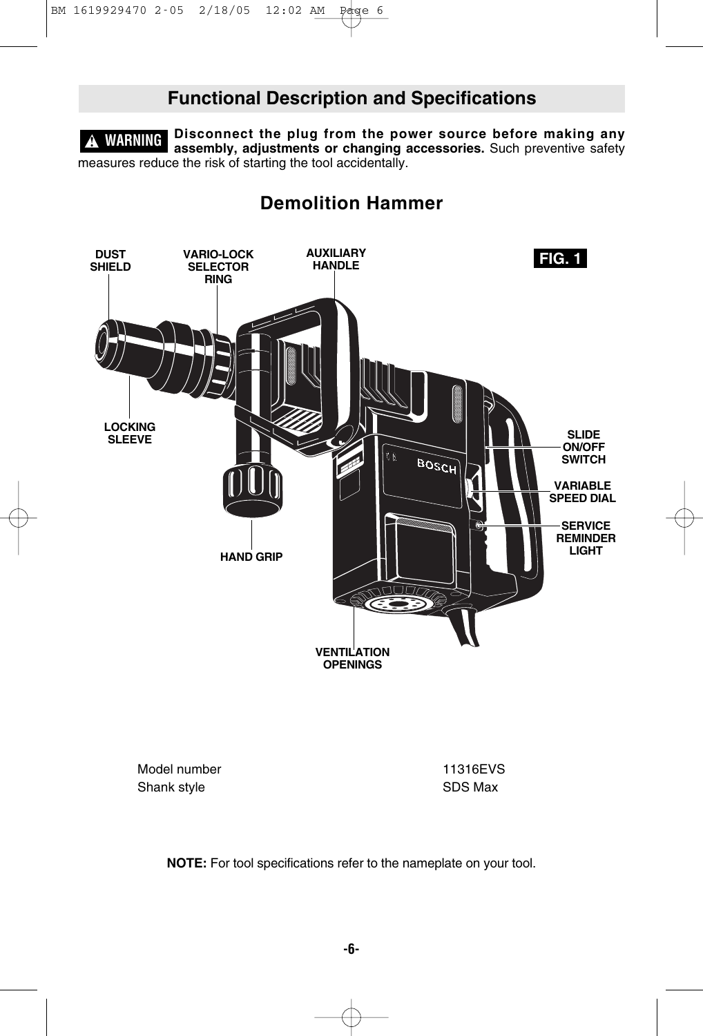## Functional Description and Specifications

**⚠ WARNING** **Disconnect the plug from the power source before making any assembly, adjustments or changing accessories.** Such preventive safety measures reduce the risk of starting the tool accidentally.

### Demolition Hammer

FIG. 1

DUST SHIELD

VARIO-LOCK SELECTOR RING

AUXILIARY HANDLE

LOCKING SLEEVE

SLIDE ON/OFF SWITCH

VARIABLE SPEED DIAL

SERVICE REMINDER LIGHT

HAND GRIP

VENTILATION OPENINGS

| | |
|---|---|
| Model number | 11316EVS |
| Shank style | SDS Max |

**NOTE:** For tool specifications refer to the nameplate on your tool.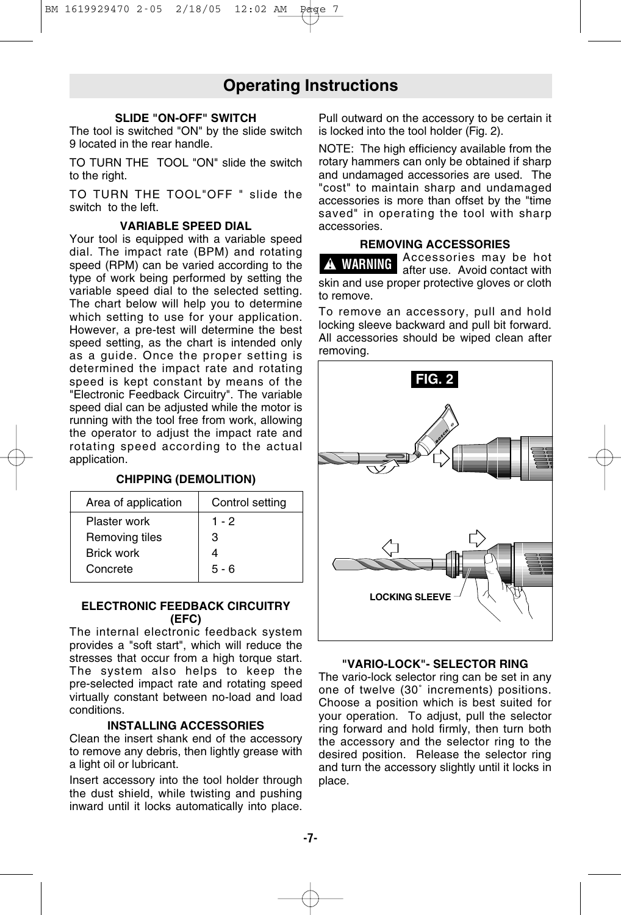# Operating Instructions

### SLIDE "ON-OFF" SWITCH

The tool is switched "ON" by the slide switch 9 located in the rear handle.

TO TURN THE TOOL "ON" slide the switch to the right.

TO TURN THE TOOL"OFF " slide the switch to the left.

### VARIABLE SPEED DIAL

Your tool is equipped with a variable speed dial. The impact rate (BPM) and rotating speed (RPM) can be varied according to the type of work being performed by setting the variable speed dial to the selected setting. The chart below will help you to determine which setting to use for your application. However, a pre-test will determine the best speed setting, as the chart is intended only as a guide. Once the proper setting is determined the impact rate and rotating speed is kept constant by means of the "Electronic Feedback Circuitry". The variable speed dial can be adjusted while the motor is running with the tool free from work, allowing the operator to adjust the impact rate and rotating speed according to the actual application.

### CHIPPING (DEMOLITION)

| Area of application | Control setting |
|---|---|
| Plaster work | 1 - 2 |
| Removing tiles | 3 |
| Brick work | 4 |
| Concrete | 5 - 6 |

### ELECTRONIC FEEDBACK CIRCUITRY (EFC)

The internal electronic feedback system provides a "soft start", which will reduce the stresses that occur from a high torque start. The system also helps to keep the pre-selected impact rate and rotating speed virtually constant between no-load and load conditions.

### INSTALLING ACCESSORIES

Clean the insert shank end of the accessory to remove any debris, then lightly grease with a light oil or lubricant.

Insert accessory into the tool holder through the dust shield, while twisting and pushing inward until it locks automatically into place. Pull outward on the accessory to be certain it is locked into the tool holder (Fig. 2).

NOTE: The high efficiency available from the rotary hammers can only be obtained if sharp and undamaged accessories are used. The "cost" to maintain sharp and undamaged accessories is more than offset by the "time saved" in operating the tool with sharp accessories.

### REMOVING ACCESSORIES

**⚠ WARNING** Accessories may be hot after use. Avoid contact with skin and use proper protective gloves or cloth to remove.

To remove an accessory, pull and hold locking sleeve backward and pull bit forward. All accessories should be wiped clean after removing.

**FIG. 2**

LOCKING SLEEVE

### "VARIO-LOCK"- SELECTOR RING

The vario-lock selector ring can be set in any one of twelve (30˚ increments) positions. Choose a position which is best suited for your operation. To adjust, pull the selector ring forward and hold firmly, then turn both the accessory and the selector ring to the desired position. Release the selector ring and turn the accessory slightly until it locks in place.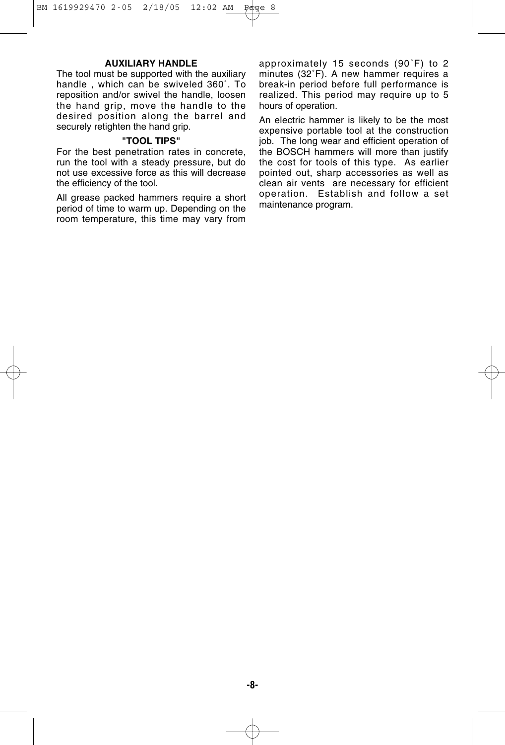### AUXILIARY HANDLE

The tool must be supported with the auxiliary handle , which can be swiveled 360˚. To reposition and/or swivel the handle, loosen the hand grip, move the handle to the desired position along the barrel and securely retighten the hand grip.

### "TOOL TIPS"

For the best penetration rates in concrete, run the tool with a steady pressure, but do not use excessive force as this will decrease the efficiency of the tool.

All grease packed hammers require a short period of time to warm up. Depending on the room temperature, this time may vary from approximately 15 seconds (90˚F) to 2 minutes (32˚F). A new hammer requires a break-in period before full performance is realized. This period may require up to 5 hours of operation.

An electric hammer is likely to be the most expensive portable tool at the construction job. The long wear and efficient operation of the BOSCH hammers will more than justify the cost for tools of this type. As earlier pointed out, sharp accessories as well as clean air vents are necessary for efficient operation. Establish and follow a set maintenance program.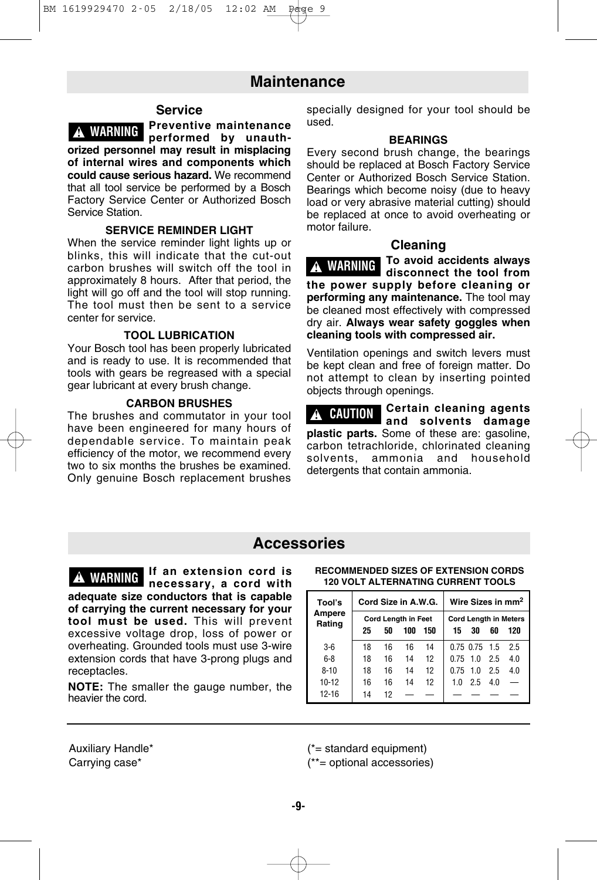## Maintenance

### Service

**⚠ WARNING** **Preventive maintenance performed by unauthorized personnel may result in misplacing of internal wires and components which could cause serious hazard.** We recommend that all tool service be performed by a Bosch Factory Service Center or Authorized Bosch Service Station.

**SERVICE REMINDER LIGHT**

When the service reminder light lights up or blinks, this will indicate that the cut-out carbon brushes will switch off the tool in approximately 8 hours. After that period, the light will go off and the tool will stop running. The tool must then be sent to a service center for service.

**TOOL LUBRICATION**

Your Bosch tool has been properly lubricated and is ready to use. It is recommended that tools with gears be regreased with a special gear lubricant at every brush change.

**CARBON BRUSHES**

The brushes and commutator in your tool have been engineered for many hours of dependable service. To maintain peak efficiency of the motor, we recommend every two to six months the brushes be examined. Only genuine Bosch replacement brushes specially designed for your tool should be used.

**BEARINGS**

Every second brush change, the bearings should be replaced at Bosch Factory Service Center or Authorized Bosch Service Station. Bearings which become noisy (due to heavy load or very abrasive material cutting) should be replaced at once to avoid overheating or motor failure.

### Cleaning

**⚠ WARNING** **To avoid accidents always disconnect the tool from the power supply before cleaning or performing any maintenance.** The tool may be cleaned most effectively with compressed dry air. **Always wear safety goggles when cleaning tools with compressed air.**

Ventilation openings and switch levers must be kept clean and free of foreign matter. Do not attempt to clean by inserting pointed objects through openings.

**⚠ CAUTION** **Certain cleaning agents and solvents damage plastic parts.** Some of these are: gasoline, carbon tetrachloride, chlorinated cleaning solvents, ammonia and household detergents that contain ammonia.

## Accessories

**⚠ WARNING** **If an extension cord is necessary, a cord with adequate size conductors that is capable of carrying the current necessary for your tool must be used.** This will prevent excessive voltage drop, loss of power or overheating. Grounded tools must use 3-wire extension cords that have 3-prong plugs and receptacles.

**NOTE:** The smaller the gauge number, the heavier the cord.

**RECOMMENDED SIZES OF EXTENSION CORDS 120 VOLT ALTERNATING CURRENT TOOLS**

| Tool's Ampere Rating | Cord Size in A.W.G. | | | | Wire Sizes in mm$^2$ | | | |
|---|---|---|---|---|---|---|---|---|
| | Cord Length in Feet | | | | Cord Length in Meters | | | |
| | 25 | 50 | 100 | 150 | 15 | 30 | 60 | 120 |
| 3-6 | 18 | 16 | 16 | 14 | 0.75 | 0.75 | 1.5 | 2.5 |
| 6-8 | 18 | 16 | 14 | 12 | 0.75 | 1.0 | 2.5 | 4.0 |
| 8-10 | 18 | 16 | 14 | 12 | 0.75 | 1.0 | 2.5 | 4.0 |
| 10-12 | 16 | 16 | 14 | 12 | 1.0 | 2.5 | 4.0 | — |
| 12-16 | 14 | 12 | — | — | — | — | — | — |

Auxiliary Handle*
Carrying case*

(*= standard equipment)
(**= optional accessories)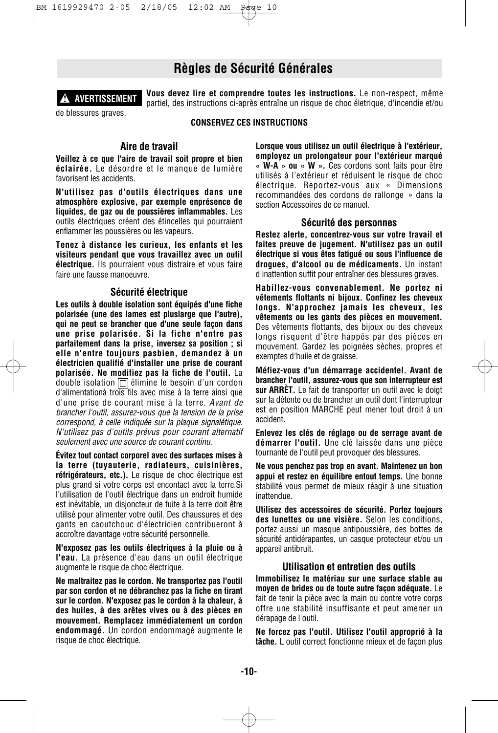# Règles de Sécurité Générales

**⚠ AVERTISSEMENT** **Vous devez lire et comprendre toutes les instructions.** Le non-respect, même partiel, des instructions ci-après entraîne un risque de choc életrique, d'incendie et/ou de blessures graves.

**CONSERVEZ CES INSTRUCTIONS**

### Aire de travail

**Veillez à ce que l'aire de travail soit propre et bien éclairée.** Le désordre et le manque de lumière favorisent les accidents.

**N'utilisez pas d'outils électriques dans une atmosphère explosive, par exemple enprésence de liquides, de gaz ou de poussières inflammables.** Les outils électriques créent des étincelles qui pourraient enflammer les poussières ou les vapeurs.

**Tenez à distance les curieux, les enfants et les visiteurs pendant que vous travaillez avec un outil électrique.** Ils pourraient vous distraire et vous faire faire une fausse manoeuvre.

### Sécurité électrique

**Les outils à double isolation sont équipés d'une fiche polarisée (une des lames est pluslarge que l'autre), qui ne peut se brancher que d'une seule façon dans une prise polarisée. Si la fiche n'entre pas parfaitement dans la prise, inversez sa position ; si elle n'entre toujours pasbien, demandez à un électricien qualifié d'installer une prise de courant polarisée. Ne modifiez pas la fiche de l'outil.** La double isolation ▢ élimine le besoin d'un cordon d'alimentationà trois fils avec mise à la terre ainsi que d'une prise de courant mise à la terre. *Avant de brancher l'outil, assurez-vous que la tension de la prise correspond, à celle indiquée sur la plaque signalétique. N'utilisez pas d'outils prévus pour courant alternatif seulement avec une source de courant continu.*

**Évitez tout contact corporel avec des surfaces mises à la terre (tuyauterie, radiateurs, cuisinières, réfrigérateurs, etc.).** Le risque de choc électrique est plus grand si votre corps est encontact avec la terre.Si l'utilisation de l'outil électrique dans un endroit humide est inévitable, un disjoncteur de fuite à la terre doit être utilisé pour alimenter votre outil. Des chaussures et des gants en caoutchouc d'électricien contribueront à accroître davantage votre sécurité personnelle.

**N'exposez pas les outils électriques à la pluie ou à l'eau.** La présence d'eau dans un outil électrique augmente le risque de choc électrique.

**Ne maltraitez pas le cordon. Ne transportez pas l'outil par son cordon et ne débranchez pas la fiche en tirant sur le cordon. N'exposez pas le cordon à la chaleur, à des huiles, à des arêtes vives ou à des pièces en mouvement. Remplacez immédiatement un cordon endommagé.** Un cordon endommagé augmente le risque de choc électrique.

**Lorsque vous utilisez un outil électrique à l'extérieur, employez un prolongateur pour l'extérieur marqué « W-A » ou « W ».** Ces cordons sont faits pour être utilisés à l'extérieur et réduisent le risque de choc électrique. Reportez-vous aux « Dimensions recommandées des cordons de rallonge » dans la section Accessoires de ce manuel.

### Sécurité des personnes

**Restez alerte, concentrez-vous sur votre travail et faites preuve de jugement. N'utilisez pas un outil électrique si vous êtes fatigué ou sous l'influence de drogues, d'alcool ou de médicaments.** Un instant d'inattention suffit pour entraîner des blessures graves.

**Habillez-vous convenablement. Ne portez ni vêtements flottants ni bijoux. Confinez les cheveux longs. N'approchez jamais les cheveux, les vêtements ou les gants des pièces en mouvement.** Des vêtements flottants, des bijoux ou des cheveux longs risquent d'être happés par des pièces en mouvement. Gardez les poignées sèches, propres et exemptes d'huile et de graisse.

**Méfiez-vous d'un démarrage accidentel. Avant de brancher l'outil, assurez-vous que son interrupteur est sur ARRÈT.** Le fait de transporter un outil avec le doigt sur la détente ou de brancher un outil dont l'interrupteur est en position MARCHE peut mener tout droit à un accident.

**Enlevez les clés de réglage ou de serrage avant de démarrer l'outil.** Une clé laissée dans une pièce tournante de l'outil peut provoquer des blessures.

**Ne vous penchez pas trop en avant. Maintenez un bon appui et restez en équilibre entout temps.** Une bonne stabilité vous permet de mieux réagir à une situation inattendue.

**Utilisez des accessoires de sécurité. Portez toujours des lunettes ou une visière.** Selon les conditions, portez aussi un masque antipoussière, des bottes de sécurité antidérapantes, un casque protecteur et/ou un appareil antibruit.

### Utilisation et entretien des outils

**Immobilisez le matériau sur une surface stable au moyen de brides ou de toute autre façon adéquate.** Le fait de tenir la pièce avec la main ou contre votre corps offre une stabilité insuffisante et peut amener un dérapage de l'outil.

**Ne forcez pas l'outil. Utilisez l'outil approprié à la tâche.** L'outil correct fonctionne mieux et de façon plus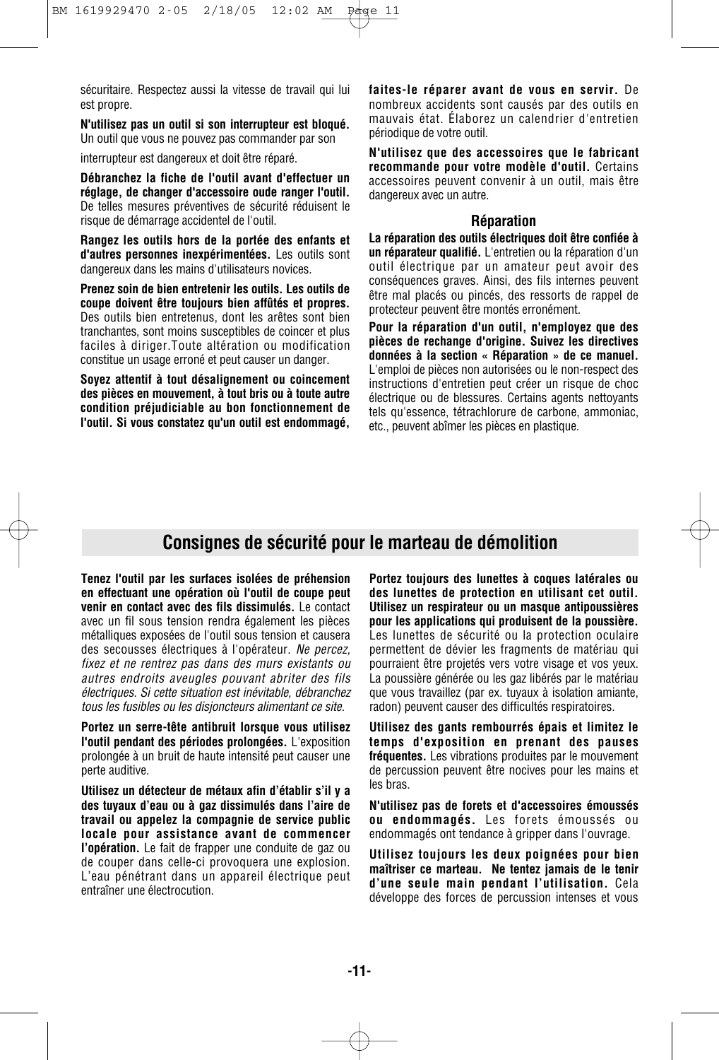sécuritaire. Respectez aussi la vitesse de travail qui lui est propre.

**N'utilisez pas un outil si son interrupteur est bloqué.** Un outil que vous ne pouvez pas commander par son interrupteur est dangereux et doit être réparé.

**Débranchez la fiche de l'outil avant d'effectuer un réglage, de changer d'accessoire oude ranger l'outil.** De telles mesures préventives de sécurité réduisent le risque de démarrage accidentel de l'outil.

**Rangez les outils hors de la portée des enfants et d'autres personnes inexpérimentées.** Les outils sont dangereux dans les mains d'utilisateurs novices.

**Prenez soin de bien entretenir les outils. Les outils de coupe doivent être toujours bien affûtés et propres.** Des outils bien entretenus, dont les arêtes sont bien tranchantes, sont moins susceptibles de coincer et plus faciles à diriger.Toute altération ou modification constitue un usage erroné et peut causer un danger.

**Soyez attentif à tout désalignement ou coincement des pièces en mouvement, à tout bris ou à toute autre condition préjudiciable au bon fonctionnement de l'outil. Si vous constatez qu'un outil est endommagé, faites-le réparer avant de vous en servir.** De nombreux accidents sont causés par des outils en mauvais état. Élaborez un calendrier d'entretien périodique de votre outil.

**N'utilisez que des accessoires que le fabricant recommande pour votre modèle d'outil.** Certains accessoires peuvent convenir à un outil, mais être dangereux avec un autre.

### Réparation

**La réparation des outils électriques doit être confiée à un réparateur qualifié.** L'entretien ou la réparation d'un outil électrique par un amateur peut avoir des conséquences graves. Ainsi, des fils internes peuvent être mal placés ou pincés, des ressorts de rappel de protecteur peuvent être montés erronément.

**Pour la réparation d'un outil, n'employez que des pièces de rechange d'origine. Suivez les directives données à la section « Réparation » de ce manuel.** L'emploi de pièces non autorisées ou le non-respect des instructions d'entretien peut créer un risque de choc électrique ou de blessures. Certains agents nettoyants tels qu'essence, tétrachlorure de carbone, ammoniac, etc., peuvent abîmer les pièces en plastique.

## Consignes de sécurité pour le marteau de démolition

**Tenez l'outil par les surfaces isolées de préhension en effectuant une opération où l'outil de coupe peut venir en contact avec des fils dissimulés.** Le contact avec un fil sous tension rendra également les pièces métalliques exposées de l'outil sous tension et causera des secousses électriques à l'opérateur. *Ne percez, fixez et ne rentrez pas dans des murs existants ou autres endroits aveugles pouvant abriter des fils électriques. Si cette situation est inévitable, débranchez tous les fusibles ou les disjoncteurs alimentant ce site.*

**Portez un serre-tête antibruit lorsque vous utilisez l'outil pendant des périodes prolongées.** L'exposition prolongée à un bruit de haute intensité peut causer une perte auditive.

**Utilisez un détecteur de métaux afin d'établir s'il y a des tuyaux d'eau ou à gaz dissimulés dans l'aire de travail ou appelez la compagnie de service public locale pour assistance avant de commencer l'opération.** Le fait de frapper une conduite de gaz ou de couper dans celle-ci provoquera une explosion. L'eau pénétrant dans un appareil électrique peut entraîner une électrocution.

**Portez toujours des lunettes à coques latérales ou des lunettes de protection en utilisant cet outil. Utilisez un respirateur ou un masque antipoussières pour les applications qui produisent de la poussière.** Les lunettes de sécurité ou la protection oculaire permettent de dévier les fragments de matériau qui pourraient être projetés vers votre visage et vos yeux. La poussière générée ou les gaz libérés par le matériau que vous travaillez (par ex. tuyaux à isolation amiante, radon) peuvent causer des difficultés respiratoires.

**Utilisez des gants rembourrés épais et limitez le temps d'exposition en prenant des pauses fréquentes.** Les vibrations produites par le mouvement de percussion peuvent être nocives pour les mains et les bras.

**N'utilisez pas de forets et d'accessoires émoussés ou endommagés.** Les forets émoussés ou endommagés ont tendance à gripper dans l'ouvrage.

**Utilisez toujours les deux poignées pour bien maîtriser ce marteau. Ne tentez jamais de le tenir d'une seule main pendant l'utilisation.** Cela développe des forces de percussion intenses et vous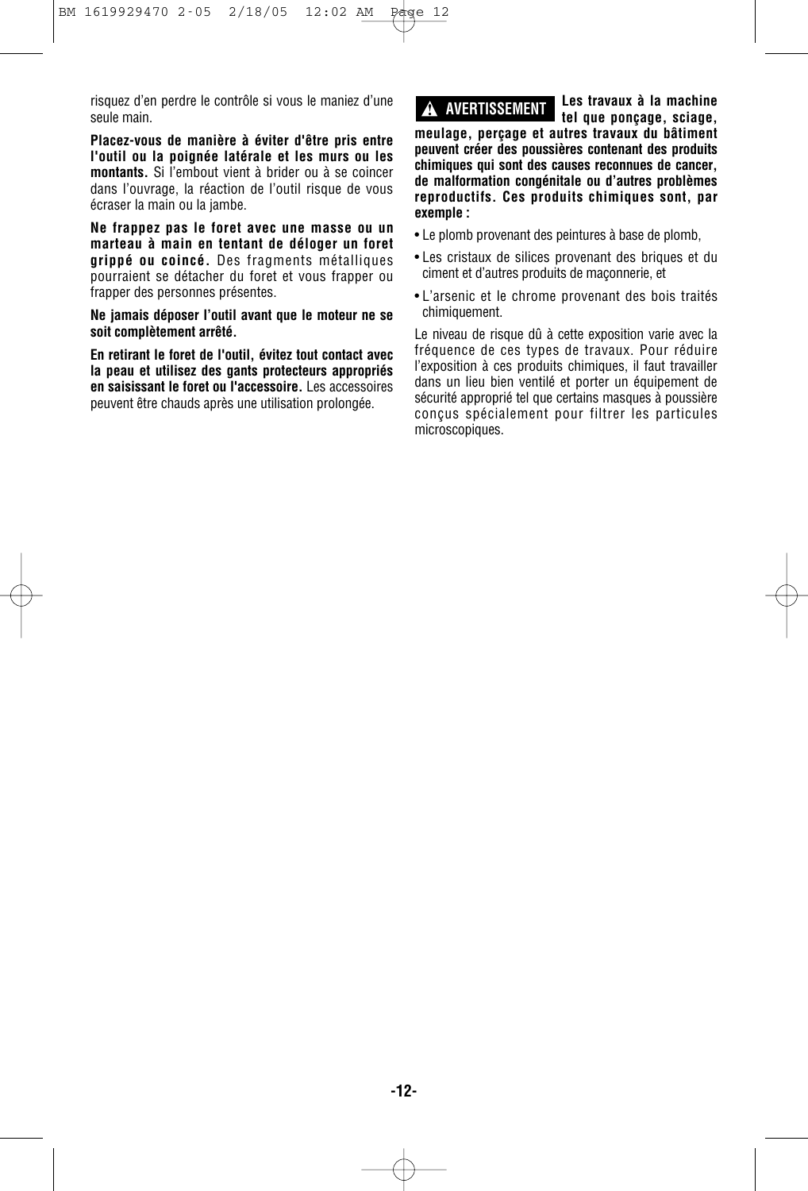risquez d'en perdre le contrôle si vous le maniez d'une seule main.

**Placez-vous de manière à éviter d'être pris entre l'outil ou la poignée latérale et les murs ou les montants.** Si l'embout vient à brider ou à se coincer dans l'ouvrage, la réaction de l'outil risque de vous écraser la main ou la jambe.

**Ne frappez pas le foret avec une masse ou un marteau à main en tentant de déloger un foret grippé ou coincé.** Des fragments métalliques pourraient se détacher du foret et vous frapper ou frapper des personnes présentes.

**Ne jamais déposer l'outil avant que le moteur ne se soit complètement arrêté.**

**En retirant le foret de l'outil, évitez tout contact avec la peau et utilisez des gants protecteurs appropriés en saisissant le foret ou l'accessoire.** Les accessoires peuvent être chauds après une utilisation prolongée.

**⚠ AVERTISSEMENT** **Les travaux à la machine tel que ponçage, sciage, meulage, perçage et autres travaux du bâtiment peuvent créer des poussières contenant des produits chimiques qui sont des causes reconnues de cancer, de malformation congénitale ou d'autres problèmes reproductifs. Ces produits chimiques sont, par exemple :**

- Le plomb provenant des peintures à base de plomb,
- Les cristaux de silices provenant des briques et du ciment et d'autres produits de maçonnerie, et
- L'arsenic et le chrome provenant des bois traités chimiquement.

Le niveau de risque dû à cette exposition varie avec la fréquence de ces types de travaux. Pour réduire l'exposition à ces produits chimiques, il faut travailler dans un lieu bien ventilé et porter un équipement de sécurité approprié tel que certains masques à poussière conçus spécialement pour filtrer les particules microscopiques.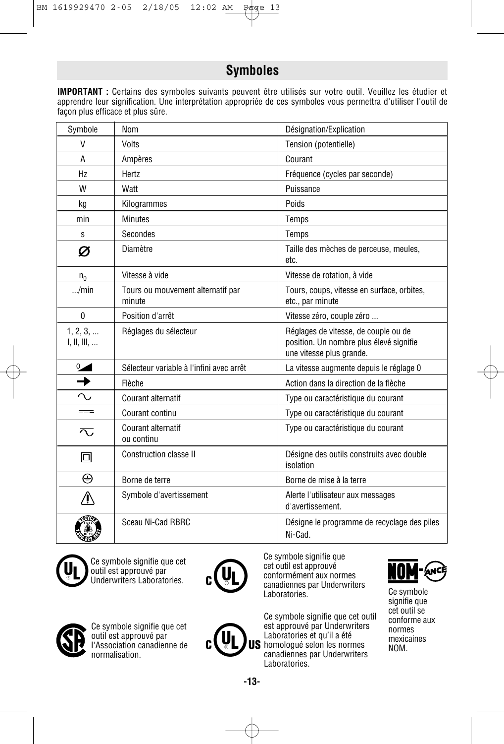## Symboles

**IMPORTANT :** Certains des symboles suivants peuvent être utilisés sur votre outil. Veuillez les étudier et apprendre leur signification. Une interprétation appropriée de ces symboles vous permettra d'utiliser l'outil de façon plus efficace et plus sûre.

| Symbole | Nom | Désignation/Explication |
|---|---|---|
| V | Volts | Tension (potentielle) |
| A | Ampères | Courant |
| Hz | Hertz | Fréquence (cycles par seconde) |
| W | Watt | Puissance |
| kg | Kilogrammes | Poids |
| min | Minutes | Temps |
| s | Secondes | Temps |
| ∅ | Diamètre | Taille des mèches de perceuse, meules, etc. |
| $n_0$ | Vitesse à vide | Vitesse de rotation, à vide |
| .../min | Tours ou mouvement alternatif par minute | Tours, coups, vitesse en surface, orbites, etc., par minute |
| 0 | Position d'arrêt | Vitesse zéro, couple zéro ... |
| 1, 2, 3, ... I, II, III, ... | Réglages du sélecteur | Réglages de vitesse, de couple ou de position. Un nombre plus élevé signifie une vitesse plus grande. |
| ⁰◢ | Sélecteur variable à l'infini avec arrêt | La vitesse augmente depuis le réglage 0 |
| ➞ | Flèche | Action dans la direction de la flèche |
| ∿ | Courant alternatif | Type ou caractéristique du courant |
| ⎓ | Courant continu | Type ou caractéristique du courant |
| ⏦ | Courant alternatif ou continu | Type ou caractéristique du courant |
| ⧈ | Construction classe II | Désigne des outils construits avec double isolation |
| ⏚ | Borne de terre | Borne de mise à la terre |
| ⚠ | Symbole d'avertissement | Alerte l'utilisateur aux messages d'avertissement. |
| RBRC | Sceau Ni-Cad RBRC | Désigne le programme de recyclage des piles Ni-Cad. |

Ce symbole signifie que cet outil est approuvé par Underwriters Laboratories.

Ce symbole signifie que cet outil est approuvé conformément aux normes canadiennes par Underwriters Laboratories.

Ce symbole signifie que cet outil se conforme aux normes mexicaines NOM.

Ce symbole signifie que cet outil est approuvé par l'Association canadienne de normalisation.

Ce symbole signifie que cet outil est approuvé par Underwriters Laboratories et qu'il a été homologué selon les normes canadiennes par Underwriters Laboratories.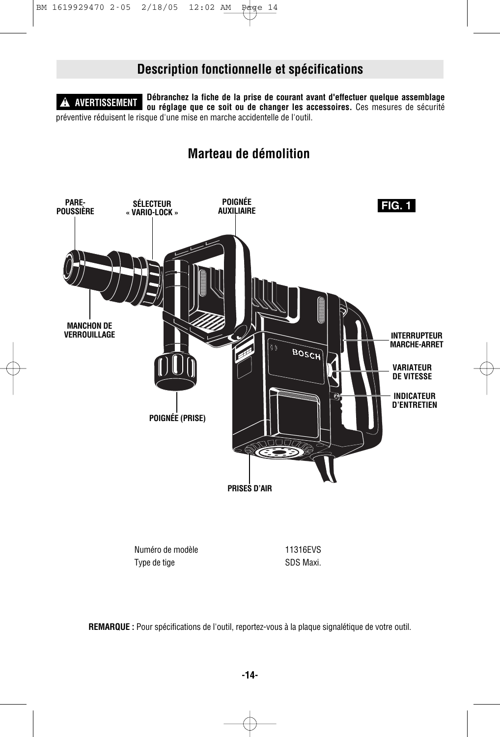## Description fonctionnelle et spécifications

**▲ AVERTISSEMENT** **Débranchez la fiche de la prise de courant avant d'effectuer quelque assemblage ou réglage que ce soit ou de changer les accessoires.** Ces mesures de sécurité préventive réduisent le risque d'une mise en marche accidentelle de l'outil.

### Marteau de démolition

FIG. 1

PARE-POUSSIÈRE

SÉLECTEUR « VARIO-LOCK »

POIGNÉE AUXILIAIRE

MANCHON DE VERROUILLAGE

INTERRUPTEUR MARCHE-ARRET

VARIATEUR DE VITESSE

INDICATEUR D'ENTRETIEN

POIGNÉE (PRISE)

PRISES D'AIR

| | |
|---|---|
| Numéro de modèle | 11316EVS |
| Type de tige | SDS Maxi. |

**REMARQUE :** Pour spécifications de l'outil, reportez-vous à la plaque signalétique de votre outil.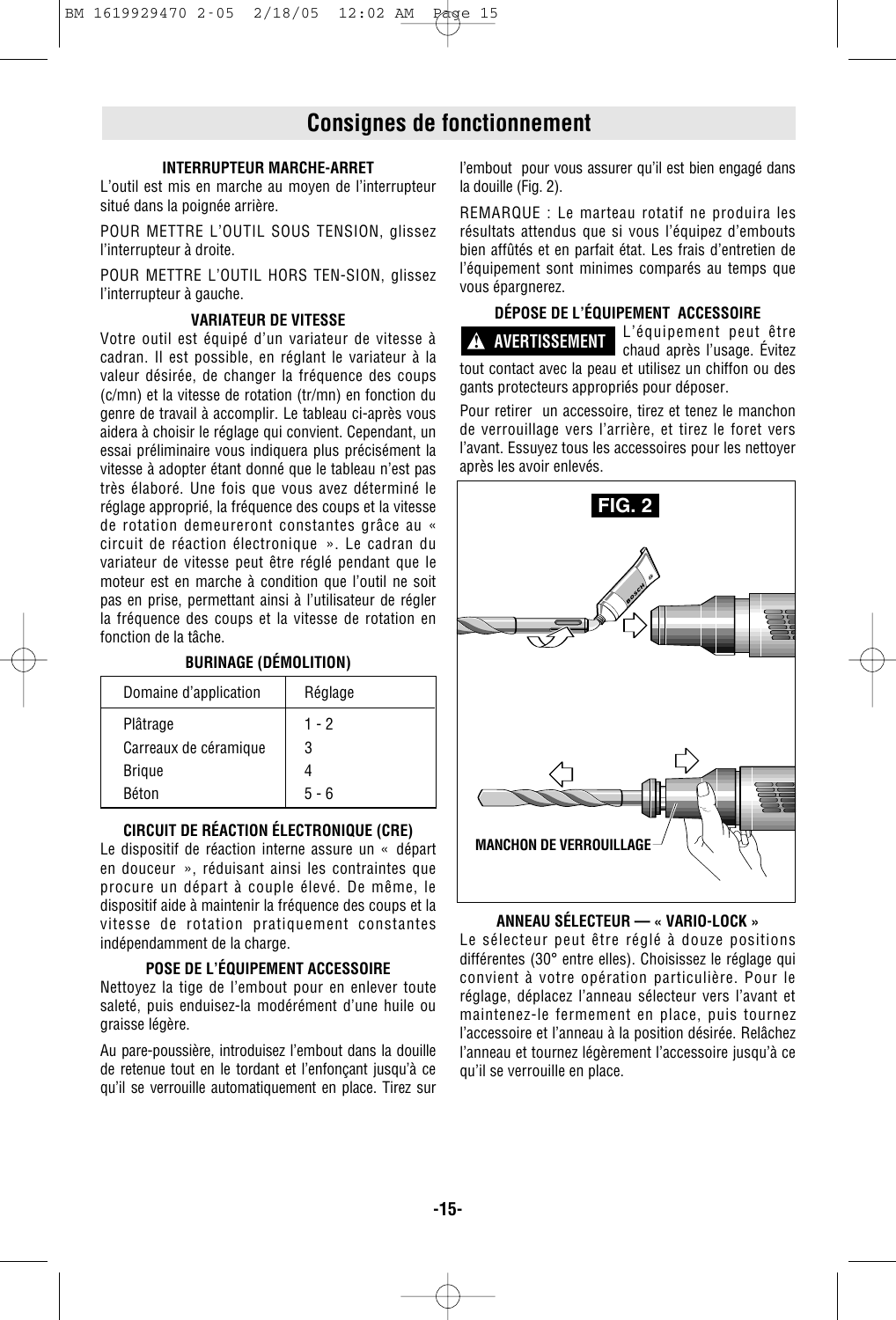# Consignes de fonctionnement

### INTERRUPTEUR MARCHE-ARRET

L'outil est mis en marche au moyen de l'interrupteur situé dans la poignée arrière.

POUR METTRE L'OUTIL SOUS TENSION, glissez l'interrupteur à droite.

POUR METTRE L'OUTIL HORS TEN-SION, glissez l'interrupteur à gauche.

### VARIATEUR DE VITESSE

Votre outil est équipé d'un variateur de vitesse à cadran. Il est possible, en réglant le variateur à la valeur désirée, de changer la fréquence des coups (c/mn) et la vitesse de rotation (tr/mn) en fonction du genre de travail à accomplir. Le tableau ci-après vous aidera à choisir le réglage qui convient. Cependant, un essai préliminaire vous indiquera plus précisément la vitesse à adopter étant donné que le tableau n'est pas très élaboré. Une fois que vous avez déterminé le réglage approprié, la fréquence des coups et la vitesse de rotation demeureront constantes grâce au « circuit de réaction électronique ». Le cadran du variateur de vitesse peut être réglé pendant que le moteur est en marche à condition que l'outil ne soit pas en prise, permettant ainsi à l'utilisateur de régler la fréquence des coups et la vitesse de rotation en fonction de la tâche.

### BURINAGE (DÉMOLITION)

| Domaine d'application | Réglage |
|---|---|
| Plâtrage | 1 - 2 |
| Carreaux de céramique | 3 |
| Brique | 4 |
| Béton | 5 - 6 |

### CIRCUIT DE RÉACTION ÉLECTRONIQUE (CRE)

Le dispositif de réaction interne assure un « départ en douceur », réduisant ainsi les contraintes que procure un départ à couple élevé. De même, le dispositif aide à maintenir la fréquence des coups et la vitesse de rotation pratiquement constantes indépendamment de la charge.

### POSE DE L'ÉQUIPEMENT ACCESSOIRE

Nettoyez la tige de l'embout pour en enlever toute saleté, puis enduisez-la modérément d'une huile ou graisse légère.

Au pare-poussière, introduisez l'embout dans la douille de retenue tout en le tordant et l'enfonçant jusqu'à ce qu'il se verrouille automatiquement en place. Tirez sur l'embout pour vous assurer qu'il est bien engagé dans la douille (Fig. 2).

REMARQUE : Le marteau rotatif ne produira les résultats attendus que si vous l'équipez d'embouts bien affûtés et en parfait état. Les frais d'entretien de l'équipement sont minimes comparés au temps que vous épargnerez.

### DÉPOSE DE L'ÉQUIPEMENT ACCESSOIRE

**⚠ AVERTISSEMENT** L'équipement peut être chaud après l'usage. Évitez tout contact avec la peau et utilisez un chiffon ou des gants protecteurs appropriés pour déposer.

Pour retirer un accessoire, tirez et tenez le manchon de verrouillage vers l'arrière, et tirez le foret vers l'avant. Essuyez tous les accessoires pour les nettoyer après les avoir enlevés.

**FIG. 2**

MANCHON DE VERROUILLAGE

### ANNEAU SÉLECTEUR — « VARIO-LOCK »

Le sélecteur peut être réglé à douze positions différentes (30° entre elles). Choisissez le réglage qui convient à votre opération particulière. Pour le réglage, déplacez l'anneau sélecteur vers l'avant et maintenez-le fermement en place, puis tournez l'accessoire et l'anneau à la position désirée. Relâchez l'anneau et tournez légèrement l'accessoire jusqu'à ce qu'il se verrouille en place.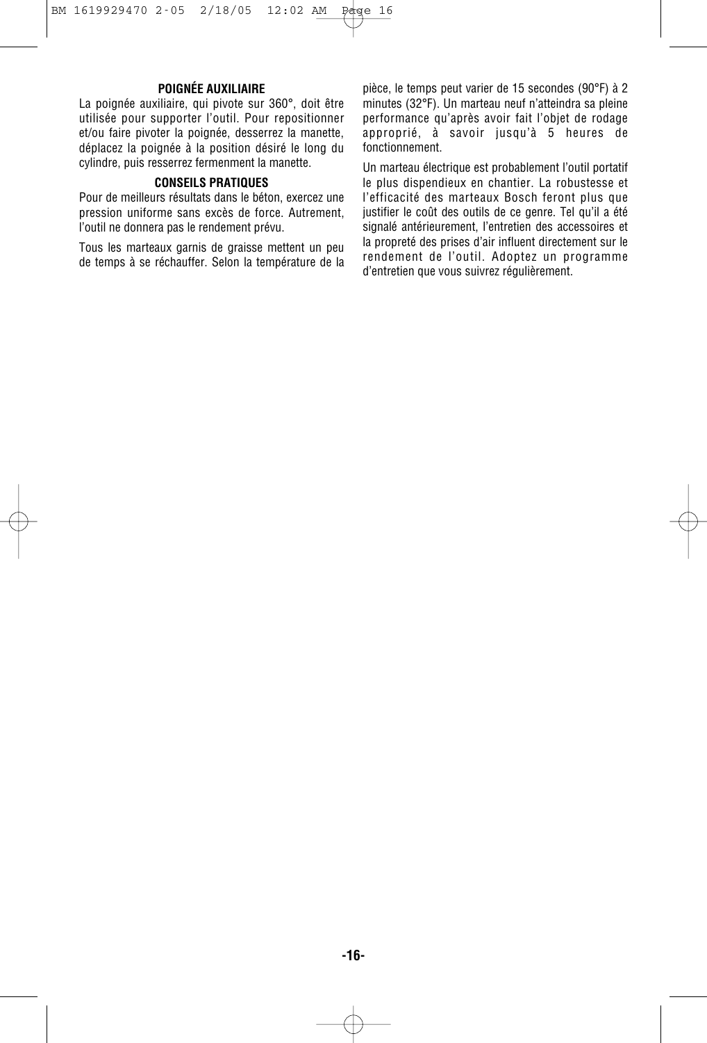### POIGNÉE AUXILIAIRE

La poignée auxiliaire, qui pivote sur 360°, doit être utilisée pour supporter l'outil. Pour repositionner et/ou faire pivoter la poignée, desserrez la manette, déplacez la poignée à la position désiré le long du cylindre, puis resserrez fermenment la manette.

### CONSEILS PRATIQUES

Pour de meilleurs résultats dans le béton, exercez une pression uniforme sans excès de force. Autrement, l'outil ne donnera pas le rendement prévu.

Tous les marteaux garnis de graisse mettent un peu de temps à se réchauffer. Selon la température de la pièce, le temps peut varier de 15 secondes (90°F) à 2 minutes (32°F). Un marteau neuf n'atteindra sa pleine performance qu'après avoir fait l'objet de rodage approprié, à savoir jusqu'à 5 heures de fonctionnement.

Un marteau électrique est probablement l'outil portatif le plus dispendieux en chantier. La robustesse et l'efficacité des marteaux Bosch feront plus que justifier le coût des outils de ce genre. Tel qu'il a été signalé antérieurement, l'entretien des accessoires et la propreté des prises d'air influent directement sur le rendement de l'outil. Adoptez un programme d'entretien que vous suivrez régulièrement.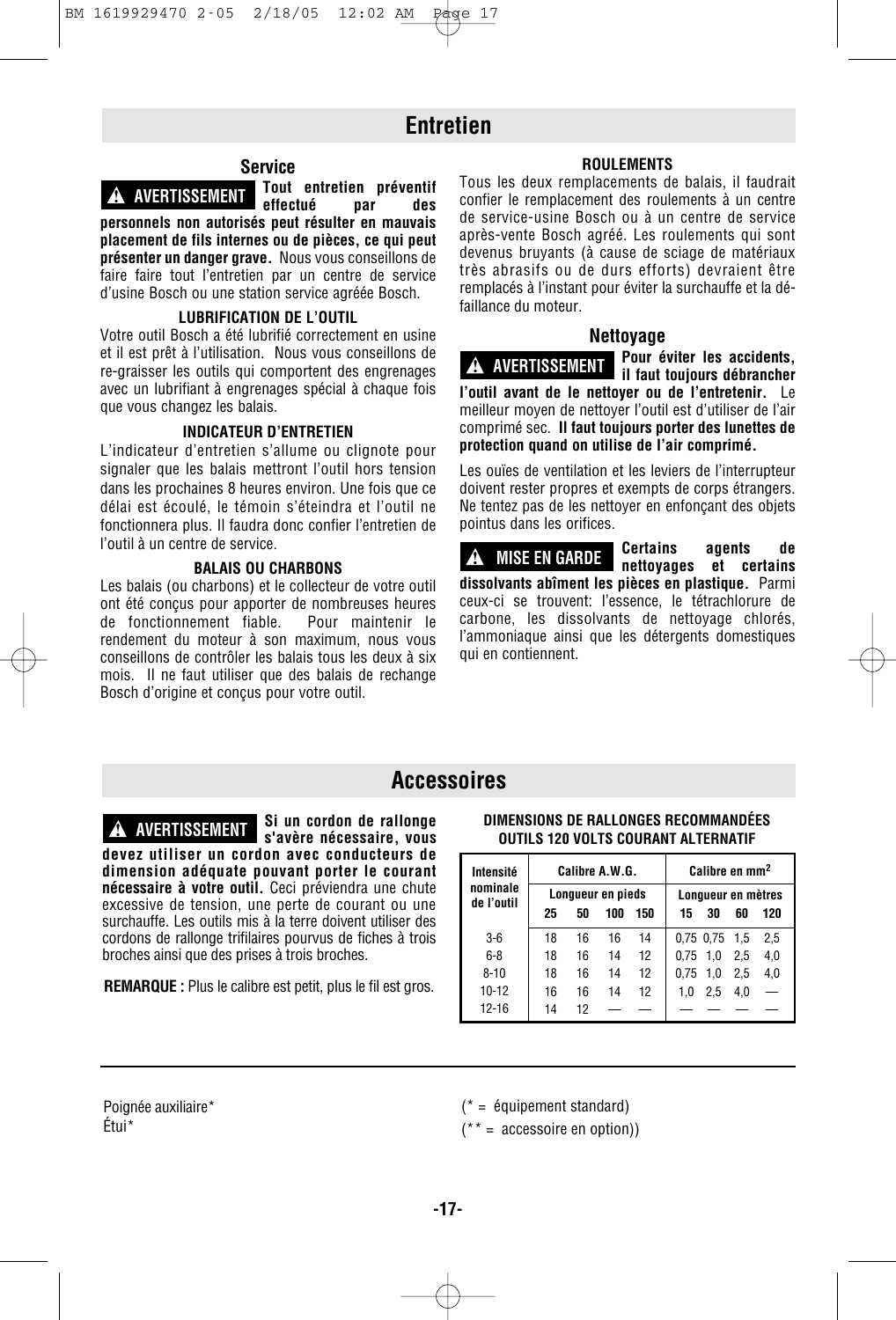# Entretien

## Service

**▲ AVERTISSEMENT Tout entretien préventif effectué par des personnels non autorisés peut résulter en mauvais placement de fils internes ou de pièces, ce qui peut présenter un danger grave.** Nous vous conseillons de faire faire tout l'entretien par un centre de service d'usine Bosch ou une station service agréée Bosch.

**LUBRIFICATION DE L'OUTIL**

Votre outil Bosch a été lubrifié correctement en usine et il est prêt à l'utilisation. Nous vous conseillons de re-graisser les outils qui comportent des engrenages avec un lubrifiant à engrenages spécial à chaque fois que vous changez les balais.

**INDICATEUR D'ENTRETIEN**

L'indicateur d'entretien s'allume ou clignote pour signaler que les balais mettront l'outil hors tension dans les prochaines 8 heures environ. Une fois que ce délai est écoulé, le témoin s'éteindra et l'outil ne fonctionnera plus. Il faudra donc confier l'entretien de l'outil à un centre de service.

**BALAIS OU CHARBONS**

Les balais (ou charbons) et le collecteur de votre outil ont été conçus pour apporter de nombreuses heures de fonctionnement fiable. Pour maintenir le rendement du moteur à son maximum, nous vous conseillons de contrôler les balais tous les deux à six mois. Il ne faut utiliser que des balais de rechange Bosch d'origine et conçus pour votre outil.

**ROULEMENTS**

Tous les deux remplacements de balais, il faudrait confier le remplacement des roulements à un centre de service-usine Bosch ou à un centre de service après-vente Bosch agréé. Les roulements qui sont devenus bruyants (à cause de sciage de matériaux très abrasifs ou de durs efforts) devraient être remplacés à l'instant pour éviter la surchauffe et la défaillance du moteur.

## Nettoyage

**▲ AVERTISSEMENT Pour éviter les accidents, il faut toujours débrancher l'outil avant de le nettoyer ou de l'entretenir.** Le meilleur moyen de nettoyer l'outil est d'utiliser de l'air comprimé sec. **Il faut toujours porter des lunettes de protection quand on utilise de l'air comprimé.**

Les ouïes de ventilation et les leviers de l'interrupteur doivent rester propres et exempts de corps étrangers. Ne tentez pas de les nettoyer en enfonçant des objets pointus dans les orifices.

**▲ MISE EN GARDE Certains agents de nettoyages et certains dissolvants abîment les pièces en plastique.** Parmi ceux-ci se trouvent: l'essence, le tétrachlorure de carbone, les dissolvants de nettoyage chlorés, l'ammoniaque ainsi que les détergents domestiques qui en contiennent.

# Accessoires

**▲ AVERTISSEMENT Si un cordon de rallonge s'avère nécessaire, vous devez utiliser un cordon avec conducteurs de dimension adéquate pouvant porter le courant nécessaire à votre outil.** Ceci préviendra une chute excessive de tension, une perte de courant ou une surchauffe. Les outils mis à la terre doivent utiliser des cordons de rallonge trifilaires pourvus de fiches à trois broches ainsi que des prises à trois broches.

**REMARQUE :** Plus le calibre est petit, plus le fil est gros.

**DIMENSIONS DE RALLONGES RECOMMANDÉES OUTILS 120 VOLTS COURANT ALTERNATIF**

| Intensité nominale de l'outil | Calibre A.W.G. | | | | Calibre en mm$^2$ | | | |
|---|---|---|---|---|---|---|---|---|
| | Longueur en pieds | | | | Longueur en mètres | | | |
| | 25 | 50 | 100 | 150 | 15 | 30 | 60 | 120 |
| 3-6 | 18 | 16 | 16 | 14 | 0,75 | 0,75 | 1,5 | 2,5 |
| 6-8 | 18 | 16 | 14 | 12 | 0,75 | 1,0 | 2,5 | 4,0 |
| 8-10 | 18 | 16 | 14 | 12 | 0,75 | 1,0 | 2,5 | 4,0 |
| 10-12 | 16 | 16 | 14 | 12 | 1,0 | 2,5 | 4,0 | — |
| 12-16 | 14 | 12 | — | — | — | — | — | — |

Poignée auxiliaire*
Étui*

(* = équipement standard)
(** = accessoire en option))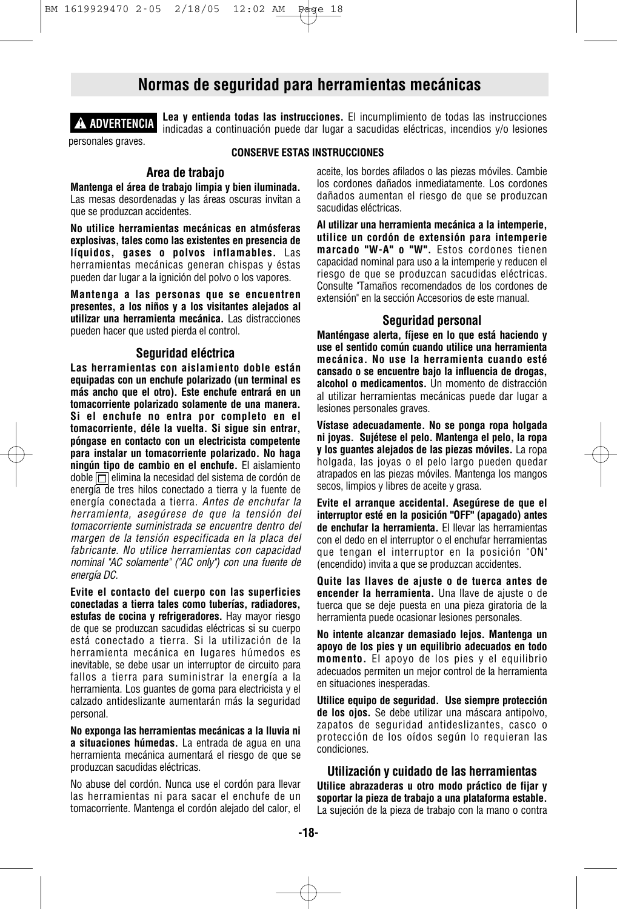# Normas de seguridad para herramientas mecánicas

**⚠ ADVERTENCIA** **Lea y entienda todas las instrucciones.** El incumplimiento de todas las instrucciones indicadas a continuación puede dar lugar a sacudidas eléctricas, incendios y/o lesiones personales graves.

**CONSERVE ESTAS INSTRUCCIONES**

### Area de trabajo

**Mantenga el área de trabajo limpia y bien iluminada.** Las mesas desordenadas y las áreas oscuras invitan a que se produzcan accidentes.

**No utilice herramientas mecánicas en atmósferas explosivas, tales como las existentes en presencia de líquidos, gases o polvos inflamables.** Las herramientas mecánicas generan chispas y éstas pueden dar lugar a la ignición del polvo o los vapores.

**Mantenga a las personas que se encuentren presentes, a los niños y a los visitantes alejados al utilizar una herramienta mecánica.** Las distracciones pueden hacer que usted pierda el control.

### Seguridad eléctrica

**Las herramientas con aislamiento doble están equipadas con un enchufe polarizado (un terminal es más ancho que el otro). Este enchufe entrará en un tomacorriente polarizado solamente de una manera. Si el enchufe no entra por completo en el tomacorriente, déle la vuelta. Si sigue sin entrar, póngase en contacto con un electricista competente para instalar un tomacorriente polarizado. No haga ningún tipo de cambio en el enchufe.** El aislamiento doble ⧈ elimina la necesidad del sistema de cordón de energía de tres hilos conectado a tierra y la fuente de energía conectada a tierra. *Antes de enchufar la herramienta, asegúrese de que la tensión del tomacorriente suministrada se encuentre dentro del margen de la tensión especificada en la placa del fabricante. No utilice herramientas con capacidad nominal "AC solamente" ("AC only") con una fuente de energía DC.*

**Evite el contacto del cuerpo con las superficies conectadas a tierra tales como tuberías, radiadores, estufas de cocina y refrigeradores.** Hay mayor riesgo de que se produzcan sacudidas eléctricas si su cuerpo está conectado a tierra. Si la utilización de la herramienta mecánica en lugares húmedos es inevitable, se debe usar un interruptor de circuito para fallos a tierra para suministrar la energía a la herramienta. Los guantes de goma para electricista y el calzado antideslizante aumentarán más la seguridad personal.

**No exponga las herramientas mecánicas a la lluvia ni a situaciones húmedas.** La entrada de agua en una herramienta mecánica aumentará el riesgo de que se produzcan sacudidas eléctricas.

No abuse del cordón. Nunca use el cordón para llevar las herramientas ni para sacar el enchufe de un tomacorriente. Mantenga el cordón alejado del calor, el aceite, los bordes afilados o las piezas móviles. Cambie los cordones dañados inmediatamente. Los cordones dañados aumentan el riesgo de que se produzcan sacudidas eléctricas.

**Al utilizar una herramienta mecánica a la intemperie, utilice un cordón de extensión para intemperie marcado "W-A" o "W".** Estos cordones tienen capacidad nominal para uso a la intemperie y reducen el riesgo de que se produzcan sacudidas eléctricas. Consulte "Tamaños recomendados de los cordones de extensión" en la sección Accesorios de este manual.

### Seguridad personal

**Manténgase alerta, fíjese en lo que está haciendo y use el sentido común cuando utilice una herramienta mecánica. No use la herramienta cuando esté cansado o se encuentre bajo la influencia de drogas, alcohol o medicamentos.** Un momento de distracción al utilizar herramientas mecánicas puede dar lugar a lesiones personales graves.

**Vístase adecuadamente. No se ponga ropa holgada ni joyas. Sujétese el pelo. Mantenga el pelo, la ropa y los guantes alejados de las piezas móviles.** La ropa holgada, las joyas o el pelo largo pueden quedar atrapados en las piezas móviles. Mantenga los mangos secos, limpios y libres de aceite y grasa.

**Evite el arranque accidental. Asegúrese de que el interruptor esté en la posición "OFF" (apagado) antes de enchufar la herramienta.** El llevar las herramientas con el dedo en el interruptor o el enchufar herramientas que tengan el interruptor en la posición "ON" (encendido) invita a que se produzcan accidentes.

**Quite las llaves de ajuste o de tuerca antes de encender la herramienta.** Una llave de ajuste o de tuerca que se deje puesta en una pieza giratoria de la herramienta puede ocasionar lesiones personales.

**No intente alcanzar demasiado lejos. Mantenga un apoyo de los pies y un equilibrio adecuados en todo momento.** El apoyo de los pies y el equilibrio adecuados permiten un mejor control de la herramienta en situaciones inesperadas.

**Utilice equipo de seguridad. Use siempre protección de los ojos.** Se debe utilizar una máscara antipolvo, zapatos de seguridad antideslizantes, casco o protección de los oídos según lo requieran las condiciones.

### Utilización y cuidado de las herramientas

**Utilice abrazaderas u otro modo práctico de fijar y soportar la pieza de trabajo a una plataforma estable.** La sujeción de la pieza de trabajo con la mano o contra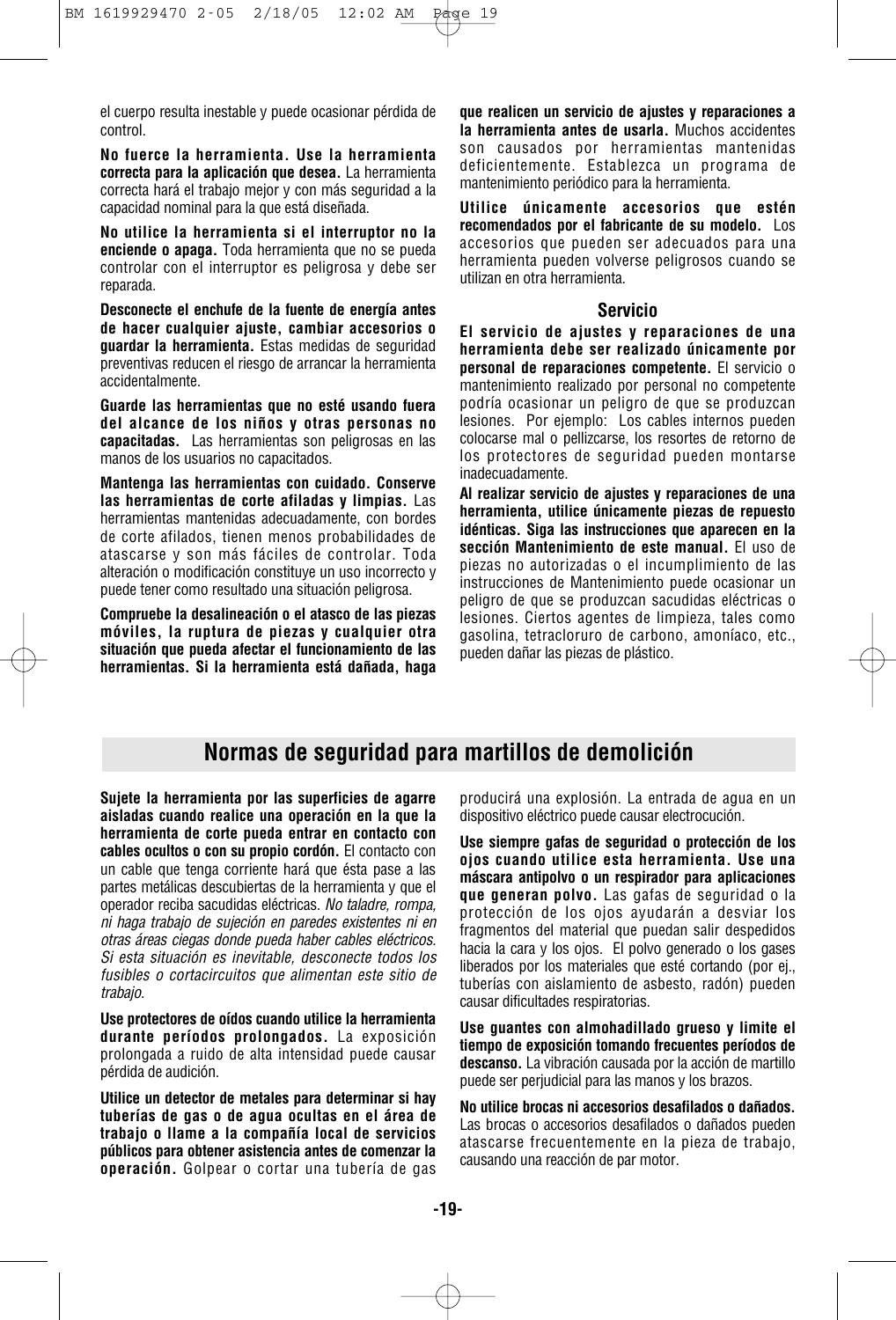el cuerpo resulta inestable y puede ocasionar pérdida de control.

**No fuerce la herramienta. Use la herramienta correcta para la aplicación que desea.** La herramienta correcta hará el trabajo mejor y con más seguridad a la capacidad nominal para la que está diseñada.

**No utilice la herramienta si el interruptor no la enciende o apaga.** Toda herramienta que no se pueda controlar con el interruptor es peligrosa y debe ser reparada.

**Desconecte el enchufe de la fuente de energía antes de hacer cualquier ajuste, cambiar accesorios o guardar la herramienta.** Estas medidas de seguridad preventivas reducen el riesgo de arrancar la herramienta accidentalmente.

**Guarde las herramientas que no esté usando fuera del alcance de los niños y otras personas no capacitadas.** Las herramientas son peligrosas en las manos de los usuarios no capacitados.

**Mantenga las herramientas con cuidado. Conserve las herramientas de corte afiladas y limpias.** Las herramientas mantenidas adecuadamente, con bordes de corte afilados, tienen menos probabilidades de atascarse y son más fáciles de controlar. Toda alteración o modificación constituye un uso incorrecto y puede tener como resultado una situación peligrosa.

**Compruebe la desalineación o el atasco de las piezas móviles, la ruptura de piezas y cualquier otra situación que pueda afectar el funcionamiento de las herramientas. Si la herramienta está dañada, haga que realicen un servicio de ajustes y reparaciones a la herramienta antes de usarla.** Muchos accidentes son causados por herramientas mantenidas deficientemente. Establezca un programa de mantenimiento periódico para la herramienta.

**Utilice únicamente accesorios que estén recomendados por el fabricante de su modelo.** Los accesorios que pueden ser adecuados para una herramienta pueden volverse peligrosos cuando se utilizan en otra herramienta.

### Servicio

**El servicio de ajustes y reparaciones de una herramienta debe ser realizado únicamente por personal de reparaciones competente.** El servicio o mantenimiento realizado por personal no competente podría ocasionar un peligro de que se produzcan lesiones. Por ejemplo: Los cables internos pueden colocarse mal o pellizcarse, los resortes de retorno de los protectores de seguridad pueden montarse inadecuadamente.

**Al realizar servicio de ajustes y reparaciones de una herramienta, utilice únicamente piezas de repuesto idénticas. Siga las instrucciones que aparecen en la sección Mantenimiento de este manual.** El uso de piezas no autorizadas o el incumplimiento de las instrucciones de Mantenimiento puede ocasionar un peligro de que se produzcan sacudidas eléctricas o lesiones. Ciertos agentes de limpieza, tales como gasolina, tetracloruro de carbono, amoníaco, etc., pueden dañar las piezas de plástico.

## Normas de seguridad para martillos de demolición

**Sujete la herramienta por las superficies de agarre aisladas cuando realice una operación en la que la herramienta de corte pueda entrar en contacto con cables ocultos o con su propio cordón.** El contacto con un cable que tenga corriente hará que ésta pase a las partes metálicas descubiertas de la herramienta y que el operador reciba sacudidas eléctricas. *No taladre, rompa, ni haga trabajo de sujeción en paredes existentes ni en otras áreas ciegas donde pueda haber cables eléctricos. Si esta situación es inevitable, desconecte todos los fusibles o cortacircuitos que alimentan este sitio de trabajo.*

**Use protectores de oídos cuando utilice la herramienta durante períodos prolongados.** La exposición prolongada a ruido de alta intensidad puede causar pérdida de audición.

**Utilice un detector de metales para determinar si hay tuberías de gas o de agua ocultas en el área de trabajo o llame a la compañía local de servicios públicos para obtener asistencia antes de comenzar la operación.** Golpear o cortar una tubería de gas producirá una explosión. La entrada de agua en un dispositivo eléctrico puede causar electrocución.

**Use siempre gafas de seguridad o protección de los ojos cuando utilice esta herramienta. Use una máscara antipolvo o un respirador para aplicaciones que generan polvo.** Las gafas de seguridad o la protección de los ojos ayudarán a desviar los fragmentos del material que puedan salir despedidos hacia la cara y los ojos. El polvo generado o los gases liberados por los materiales que esté cortando (por ej., tuberías con aislamiento de asbesto, radón) pueden causar dificultades respiratorias.

**Use guantes con almohadillado grueso y limite el tiempo de exposición tomando frecuentes períodos de descanso.** La vibración causada por la acción de martillo puede ser perjudicial para las manos y los brazos.

**No utilice brocas ni accesorios desafilados o dañados.** Las brocas o accesorios desafilados o dañados pueden atascarse frecuentemente en la pieza de trabajo, causando una reacción de par motor.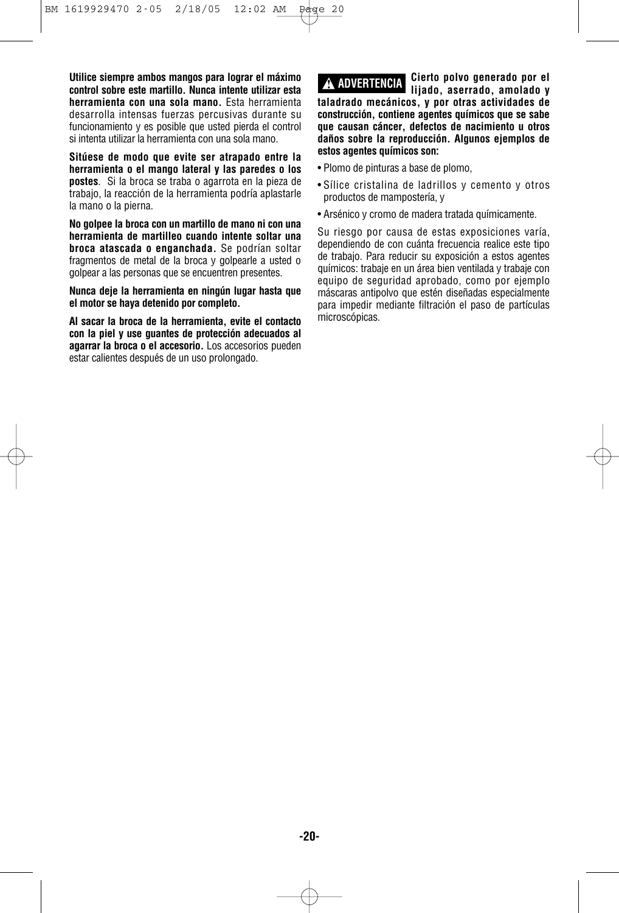**Utilice siempre ambos mangos para lograr el máximo control sobre este martillo. Nunca intente utilizar esta herramienta con una sola mano.** Esta herramienta desarrolla intensas fuerzas percusivas durante su funcionamiento y es posible que usted pierda el control si intenta utilizar la herramienta con una sola mano.

**Sitúese de modo que evite ser atrapado entre la herramienta o el mango lateral y las paredes o los postes**. Si la broca se traba o agarrota en la pieza de trabajo, la reacción de la herramienta podría aplastarle la mano o la pierna.

**No golpee la broca con un martillo de mano ni con una herramienta de martilleo cuando intente soltar una broca atascada o enganchada.** Se podrían soltar fragmentos de metal de la broca y golpearle a usted o golpear a las personas que se encuentren presentes.

**Nunca deje la herramienta en ningún lugar hasta que el motor se haya detenido por completo.**

**Al sacar la broca de la herramienta, evite el contacto con la piel y use guantes de protección adecuados al agarrar la broca o el accesorio.** Los accesorios pueden estar calientes después de un uso prolongado.

**⚠ ADVERTENCIA** **Cierto polvo generado por el lijado, aserrado, amolado y taladrado mecánicos, y por otras actividades de construcción, contiene agentes químicos que se sabe que causan cáncer, defectos de nacimiento u otros daños sobre la reproducción. Algunos ejemplos de estos agentes químicos son:**

- Plomo de pinturas a base de plomo,
- Sílice cristalina de ladrillos y cemento y otros productos de mampostería, y
- Arsénico y cromo de madera tratada químicamente.

Su riesgo por causa de estas exposiciones varía, dependiendo de con cuánta frecuencia realice este tipo de trabajo. Para reducir su exposición a estos agentes químicos: trabaje en un área bien ventilada y trabaje con equipo de seguridad aprobado, como por ejemplo máscaras antipolvo que estén diseñadas especialmente para impedir mediante filtración el paso de partículas microscópicas.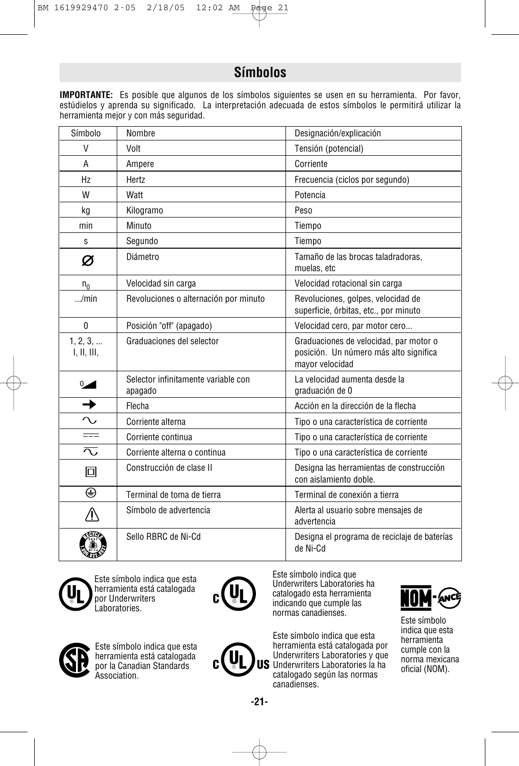## Símbolos

**IMPORTANTE:** Es posible que algunos de los símbolos siguientes se usen en su herramienta. Por favor, estúdielos y aprenda su significado. La interpretación adecuada de estos símbolos le permitirá utilizar la herramienta mejor y con más seguridad.

| Símbolo | Nombre | Designación/explicación |
|---|---|---|
| V | Volt | Tensión (potencial) |
| A | Ampere | Corriente |
| Hz | Hertz | Frecuencia (ciclos por segundo) |
| W | Watt | Potencia |
| kg | Kilogramo | Peso |
| min | Minuto | Tiempo |
| s | Segundo | Tiempo |
| ⌀ | Diámetro | Tamaño de las brocas taladradoras, muelas, etc |
| $n_0$ | Velocidad sin carga | Velocidad rotacional sin carga |
| .../min | Revoluciones o alternación por minuto | Revoluciones, golpes, velocidad de superficie, órbitas, etc., por minuto |
| 0 | Posición "off" (apagado) | Velocidad cero, par motor cero... |
| 1, 2, 3, ... I, II, III, | Graduaciones del selector | Graduaciones de velocidad, par motor o posición. Un número más alto significa mayor velocidad |
| 0◢ | Selector infinitamente variable con apagado | La velocidad aumenta desde la graduación de 0 |
| ➔ | Flecha | Acción en la dirección de la flecha |
| ∿ | Corriente alterna | Tipo o una característica de corriente |
| ⎓ | Corriente continua | Tipo o una característica de corriente |
| ∿̅ | Corriente alterna o continua | Tipo o una característica de corriente |
| ⧈ | Construcción de clase II | Designa las herramientas de construcción con aislamiento doble. |
| ⏚ | Terminal de toma de tierra | Terminal de conexión a tierra |
| ⚠ | Símbolo de advertencia | Alerta al usuario sobre mensajes de advertencia |
| RECYCLE RBRC Ni-Cd 1.800.822.8837 | Sello RBRC de Ni-Cd | Designa el programa de reciclaje de baterías de Ni-Cd |

UL: Este símbolo indica que esta herramienta está catalogada por Underwriters Laboratories.

C UL: Este símbolo indica que Underwriters Laboratories ha catalogado esta herramienta indicando que cumple las normas canadienses.

NOM-ANCE: Este símbolo indica que esta herramienta cumple con la norma mexicana oficial (NOM).

SP: Este símbolo indica que esta herramienta está catalogada por la Canadian Standards Association.

C UL US: Este símbolo indica que esta herramienta está catalogada por Underwriters Laboratories y que Underwriters Laboratories la ha catalogado según las normas canadienses.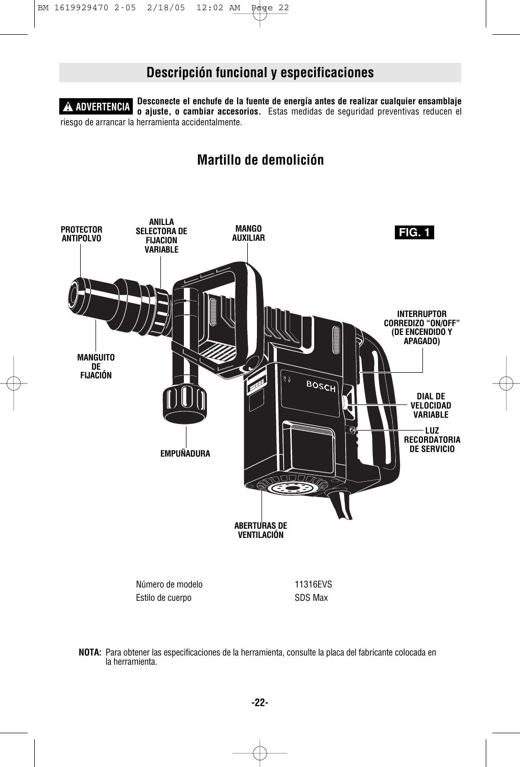## Descripción funcional y especificaciones

**⚠ ADVERTENCIA** **Desconecte el enchufe de la fuente de energía antes de realizar cualquier ensamblaje o ajuste, o cambiar accesorios.** Estas medidas de seguridad preventivas reducen el riesgo de arrancar la herramienta accidentalmente.

## Martillo de demolición

**FIG. 1**

PROTECTOR ANTIPOLVO

ANILLA SELECTORA DE FIJACION VARIABLE

MANGO AUXILIAR

INTERRUPTOR CORREDIZO "ON/OFF" (DE ENCENDIDO Y APAGADO)

MANGUITO DE FIJACIÓN

DIAL DE VELOCIDAD VARIABLE

LUZ RECORDATORIA DE SERVICIO

EMPUÑADURA

ABERTURAS DE VENTILACIÓN

| Número de modelo | 11316EVS |
|---|---|
| Estilo de cuerpo | SDS Max |

**NOTA:** Para obtener las especificaciones de la herramienta, consulte la placa del fabricante colocada en la herramienta.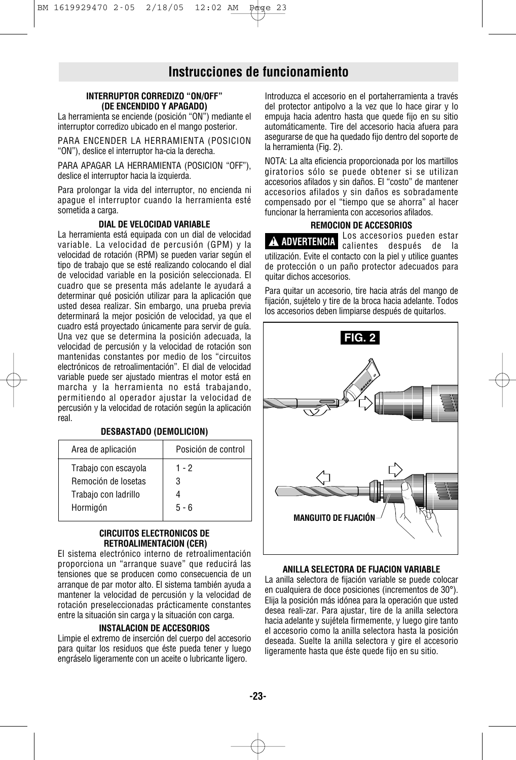# Instrucciones de funcionamiento

### INTERRUPTOR CORREDIZO "ON/OFF" (DE ENCENDIDO Y APAGADO)

La herramienta se enciende (posición "ON") mediante el interruptor corredizo ubicado en el mango posterior.

PARA ENCENDER LA HERRAMIENTA (POSICION "ON"), deslice el interruptor ha-cia la derecha.

PARA APAGAR LA HERRAMIENTA (POSICION "OFF"), deslice el interruptor hacia la izquierda.

Para prolongar la vida del interruptor, no encienda ni apague el interruptor cuando la herramienta esté sometida a carga.

### DIAL DE VELOCIDAD VARIABLE

La herramienta está equipada con un dial de velocidad variable. La velocidad de percusión (GPM) y la velocidad de rotación (RPM) se pueden variar según el tipo de trabajo que se esté realizando colocando el dial de velocidad variable en la posición seleccionada. El cuadro que se presenta más adelante le ayudará a determinar qué posición utilizar para la aplicación que usted desea realizar. Sin embargo, una prueba previa determinará la mejor posición de velocidad, ya que el cuadro está proyectado únicamente para servir de guía. Una vez que se determina la posición adecuada, la velocidad de percusión y la velocidad de rotación son mantenidas constantes por medio de los "circuitos electrónicos de retroalimentación". El dial de velocidad variable puede ser ajustado mientras el motor está en marcha y la herramienta no está trabajando, permitiendo al operador ajustar la velocidad de percusión y la velocidad de rotación según la aplicación real.

### DESBASTADO (DEMOLICION)

| Area de aplicación | Posición de control |
|---|---|
| Trabajo con escayola | 1 - 2 |
| Remoción de losetas | 3 |
| Trabajo con ladrillo | 4 |
| Hormigón | 5 - 6 |

### CIRCUITOS ELECTRONICOS DE RETROALIMENTACION (CER)

El sistema electrónico interno de retroalimentación proporciona un "arranque suave" que reducirá las tensiones que se producen como consecuencia de un arranque de par motor alto. El sistema también ayuda a mantener la velocidad de percusión y la velocidad de rotación preseleccionadas prácticamente constantes entre la situación sin carga y la situación con carga.

### INSTALACION DE ACCESORIOS

Limpie el extremo de inserción del cuerpo del accesorio para quitar los residuos que éste pueda tener y luego engráselo ligeramente con un aceite o lubricante ligero.

Introduzca el accesorio en el portaherramienta a través del protector antipolvo a la vez que lo hace girar y lo empuja hacia adentro hasta que quede fijo en su sitio automáticamente. Tire del accesorio hacia afuera para asegurarse de que ha quedado fijo dentro del soporte de la herramienta (Fig. 2).

NOTA: La alta eficiencia proporcionada por los martillos giratorios sólo se puede obtener si se utilizan accesorios afilados y sin daños. El "costo" de mantener accesorios afilados y sin daños es sobradamente compensado por el "tiempo que se ahorra" al hacer funcionar la herramienta con accesorios afilados.

### REMOCION DE ACCESORIOS

**⚠ ADVERTENCIA** Los accesorios pueden estar calientes después de la utilización. Evite el contacto con la piel y utilice guantes de protección o un paño protector adecuados para quitar dichos accesorios.

Para quitar un accesorio, tire hacia atrás del mango de fijación, sujételo y tire de la broca hacia adelante. Todos los accesorios deben limpiarse después de quitarlos.

**FIG. 2**

MANGUITO DE FIJACIÓN

### ANILLA SELECTORA DE FIJACION VARIABLE

La anilla selectora de fijación variable se puede colocar en cualquiera de doce posiciones (incrementos de 30°). Elija la posición más idónea para la operación que usted desea reali-zar. Para ajustar, tire de la anilla selectora hacia adelante y sujétela firmemente, y luego gire tanto el accesorio como la anilla selectora hasta la posición deseada. Suelte la anilla selectora y gire el accesorio ligeramente hasta que éste quede fijo en su sitio.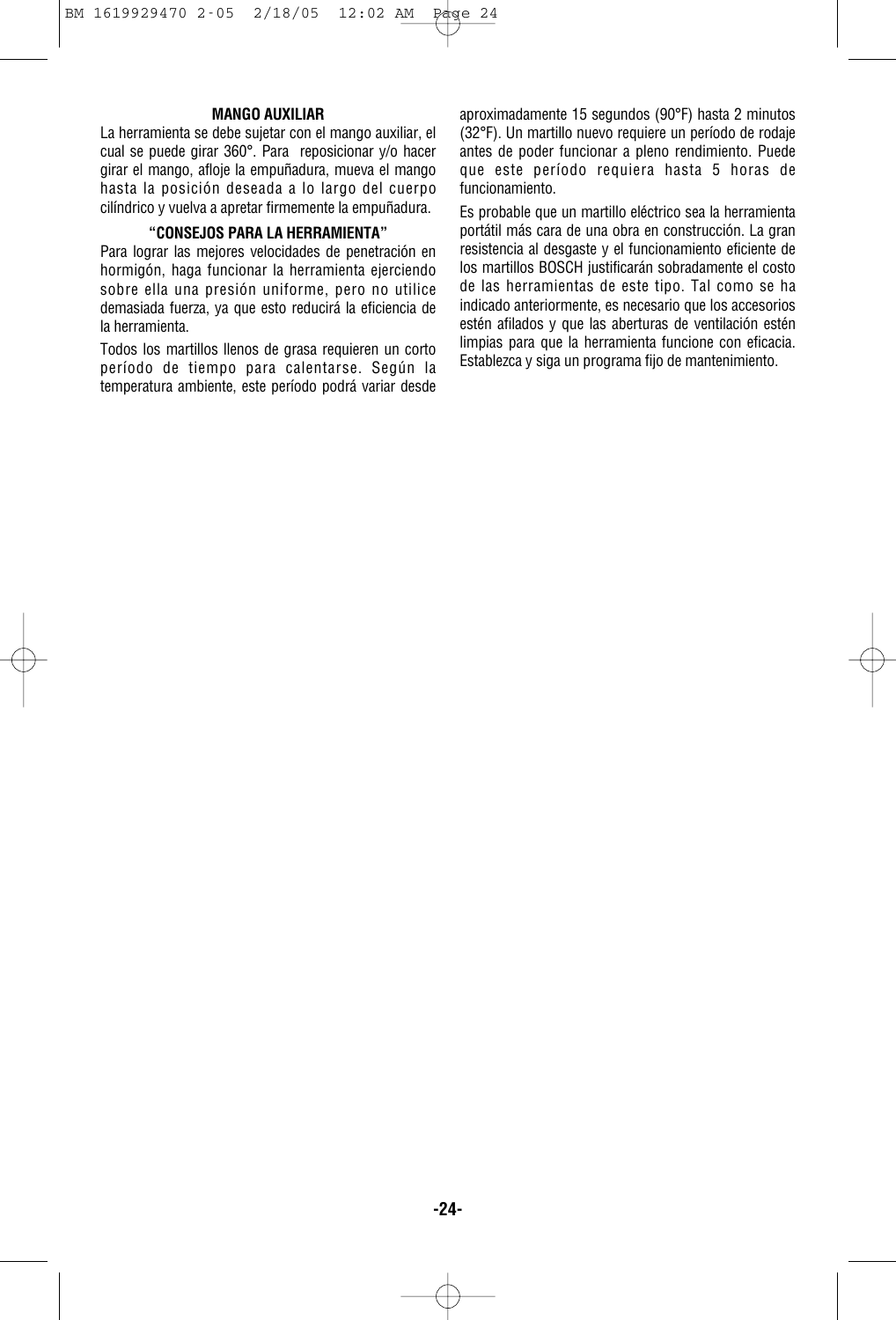### MANGO AUXILIAR

La herramienta se debe sujetar con el mango auxiliar, el cual se puede girar 360°. Para reposicionar y/o hacer girar el mango, afloje la empuñadura, mueva el mango hasta la posición deseada a lo largo del cuerpo cilíndrico y vuelva a apretar firmemente la empuñadura.

### "CONSEJOS PARA LA HERRAMIENTA"

Para lograr las mejores velocidades de penetración en hormigón, haga funcionar la herramienta ejerciendo sobre ella una presión uniforme, pero no utilice demasiada fuerza, ya que esto reducirá la eficiencia de la herramienta.

Todos los martillos llenos de grasa requieren un corto período de tiempo para calentarse. Según la temperatura ambiente, este período podrá variar desde aproximadamente 15 segundos (90°F) hasta 2 minutos (32°F). Un martillo nuevo requiere un período de rodaje antes de poder funcionar a pleno rendimiento. Puede que este período requiera hasta 5 horas de funcionamiento.

Es probable que un martillo eléctrico sea la herramienta portátil más cara de una obra en construcción. La gran resistencia al desgaste y el funcionamiento eficiente de los martillos BOSCH justificarán sobradamente el costo de las herramientas de este tipo. Tal como se ha indicado anteriormente, es necesario que los accesorios estén afilados y que las aberturas de ventilación estén limpias para que la herramienta funcione con eficacia. Establezca y siga un programa fijo de mantenimiento.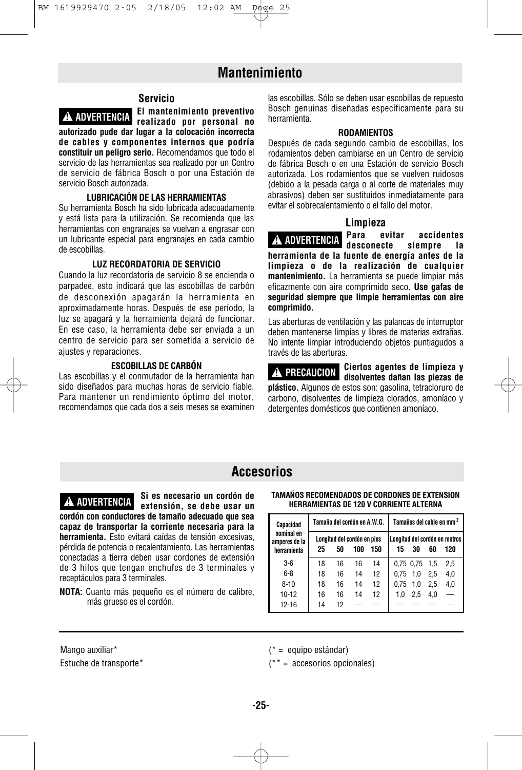# Mantenimiento

## Servicio

**⚠ ADVERTENCIA** **El mantenimiento preventivo realizado por personal no autorizado pude dar lugar a la colocación incorrecta de cables y componentes internos que podría constituir un peligro serio.** Recomendamos que todo el servicio de las herramientas sea realizado por un Centro de servicio de fábrica Bosch o por una Estación de servicio Bosch autorizada.

#### LUBRICACIÓN DE LAS HERRAMIENTAS

Su herramienta Bosch ha sido lubricada adecuadamente y está lista para la utilización. Se recomienda que las herramientas con engranajes se vuelvan a engrasar con un lubricante especial para engranajes en cada cambio de escobillas.

#### LUZ RECORDATORIA DE SERVICIO

Cuando la luz recordatoria de servicio 8 se encienda o parpadee, esto indicará que las escobillas de carbón de desconexión apagarán la herramienta en aproximadamente horas. Después de ese período, la luz se apagará y la herramienta dejará de funcionar. En ese caso, la herramienta debe ser enviada a un centro de servicio para ser sometida a servicio de ajustes y reparaciones.

#### ESCOBILLAS DE CARBÓN

Las escobillas y el conmutador de la herramienta han sido diseñados para muchas horas de servicio fiable. Para mantener un rendimiento óptimo del motor, recomendamos que cada dos a seis meses se examinen las escobillas. Sólo se deben usar escobillas de repuesto Bosch genuinas diseñadas específicamente para su herramienta.

#### RODAMIENTOS

Después de cada segundo cambio de escobillas, los rodamientos deben cambiarse en un Centro de servicio de fábrica Bosch o en una Estación de servicio Bosch autorizada. Los rodamientos que se vuelven ruidosos (debido a la pesada carga o al corte de materiales muy abrasivos) deben ser sustituidos inmediatamente para evitar el sobrecalentamiento o el fallo del motor.

## Limpieza

**⚠ ADVERTENCIA** **Para evitar accidentes desconecte siempre la herramienta de la fuente de energía antes de la limpieza o de la realización de cualquier mantenimiento.** La herramienta se puede limpiar más eficazmente con aire comprimido seco. **Use gafas de seguridad siempre que limpie herramientas con aire comprimido.**

Las aberturas de ventilación y las palancas de interruptor deben mantenerse limpias y libres de materias extrañas. No intente limpiar introduciendo objetos puntiagudos a través de las aberturas.

**⚠ PRECAUCION** **Ciertos agentes de limpieza y disolventes dañan las piezas de plástico.** Algunos de estos son: gasolina, tetracloruro de carbono, disolventes de limpieza clorados, amoníaco y detergentes domésticos que contienen amoníaco.

# Accesorios

**⚠ ADVERTENCIA** **Si es necesario un cordón de extensión, se debe usar un cordón con conductores de tamaño adecuado que sea capaz de transportar la corriente necesaria para la herramienta.** Esto evitará caídas de tensión excesivas, pérdida de potencia o recalentamiento. Las herramientas conectadas a tierra deben usar cordones de extensión de 3 hilos que tengan enchufes de 3 terminales y receptáculos para 3 terminales.

**NOTA:** Cuanto más pequeño es el número de calibre, más grueso es el cordón.

**TAMAÑOS RECOMENDADOS DE CORDONES DE EXTENSION HERRAMIENTAS DE 120 V CORRIENTE ALTERNA**

| Capacidad nominal en amperes de la herramienta | Tamaño del cordón en A.W.G. | | | | Tamaños del cable en mm² | | | |
|---|---|---|---|---|---|---|---|---|
| | Longitud del cordón en pies | | | | Longitud del cordón en metros | | | |
| | 25 | 50 | 100 | 150 | 15 | 30 | 60 | 120 |
| 3-6 | 18 | 16 | 16 | 14 | 0,75 | 0,75 | 1,5 | 2,5 |
| 6-8 | 18 | 16 | 14 | 12 | 0,75 | 1,0 | 2,5 | 4,0 |
| 8-10 | 18 | 16 | 14 | 12 | 0,75 | 1,0 | 2,5 | 4,0 |
| 10-12 | 16 | 16 | 14 | 12 | 1,0 | 2,5 | 4,0 | — |
| 12-16 | 14 | 12 | — | — | — | — | — | — |

Mango auxiliar*

Estuche de transporte*

(* = equipo estándar)

(** = accesorios opcionales)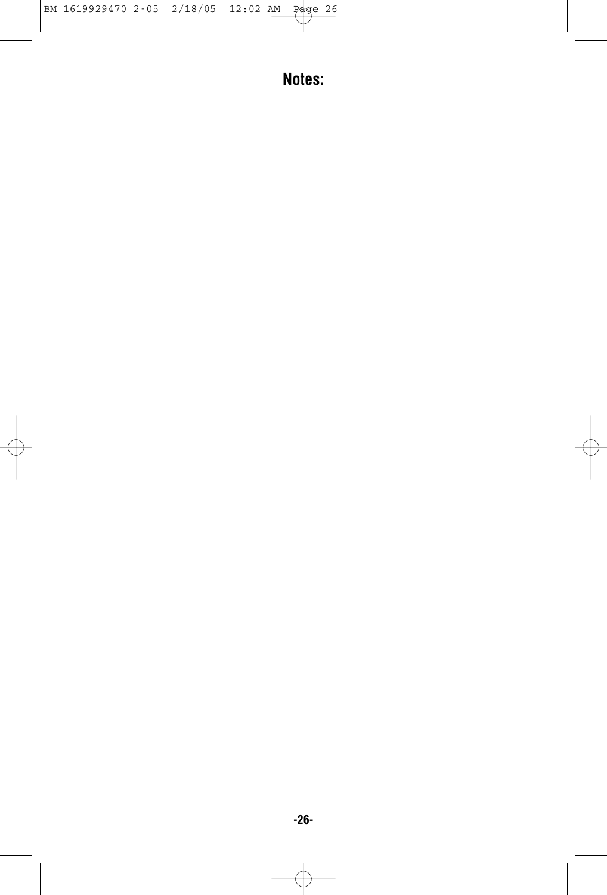# Notes: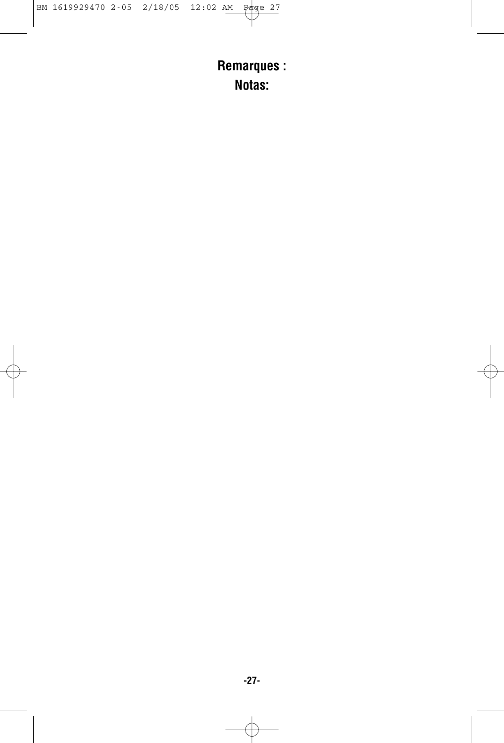**Remarques :**

**Notas:**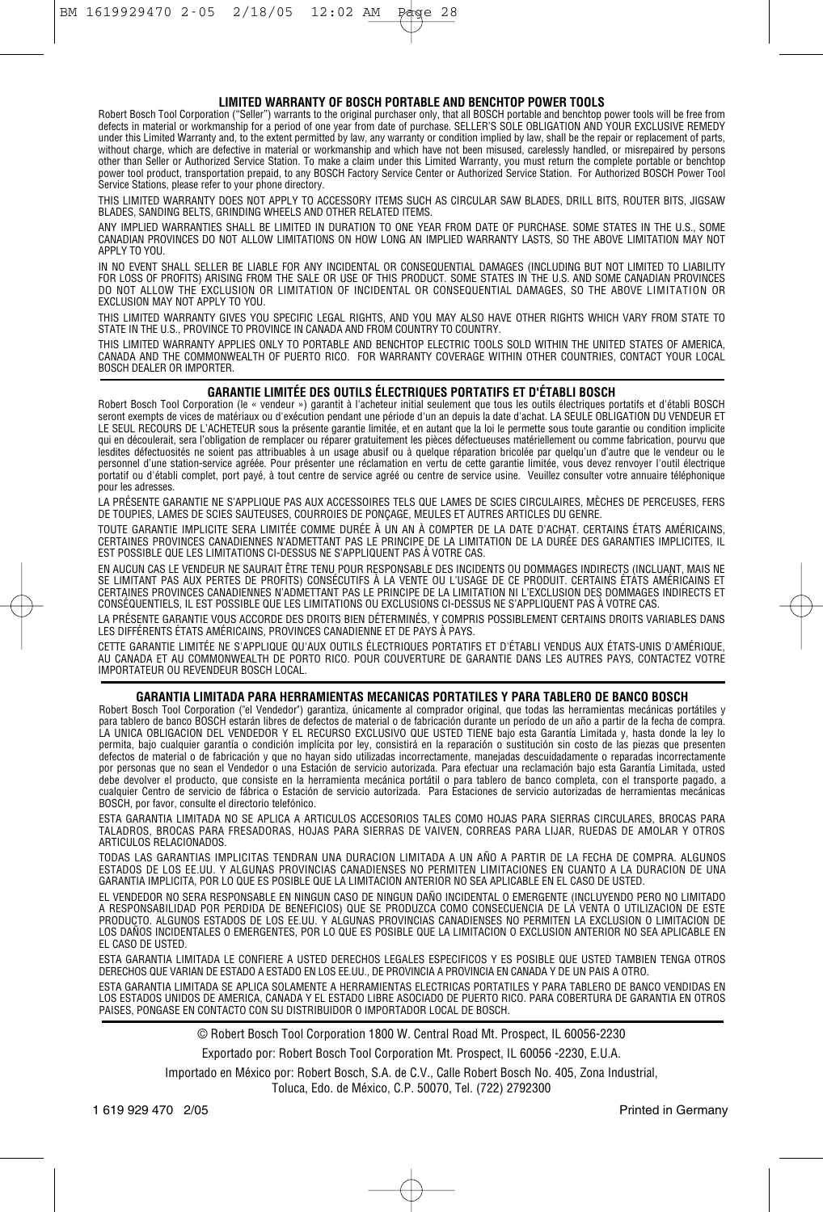## LIMITED WARRANTY OF BOSCH PORTABLE AND BENCHTOP POWER TOOLS

Robert Bosch Tool Corporation ("Seller") warrants to the original purchaser only, that all BOSCH portable and benchtop power tools will be free from defects in material or workmanship for a period of one year from date of purchase. SELLER'S SOLE OBLIGATION AND YOUR EXCLUSIVE REMEDY under this Limited Warranty and, to the extent permitted by law, any warranty or condition implied by law, shall be the repair or replacement of parts, without charge, which are defective in material or workmanship and which have not been misused, carelessly handled, or misrepaired by persons other than Seller or Authorized Service Station. To make a claim under this Limited Warranty, you must return the complete portable or benchtop power tool product, transportation prepaid, to any BOSCH Factory Service Center or Authorized Service Station. For Authorized BOSCH Power Tool Service Stations, please refer to your phone directory.

THIS LIMITED WARRANTY DOES NOT APPLY TO ACCESSORY ITEMS SUCH AS CIRCULAR SAW BLADES, DRILL BITS, ROUTER BITS, JIGSAW BLADES, SANDING BELTS, GRINDING WHEELS AND OTHER RELATED ITEMS.

ANY IMPLIED WARRANTIES SHALL BE LIMITED IN DURATION TO ONE YEAR FROM DATE OF PURCHASE. SOME STATES IN THE U.S., SOME CANADIAN PROVINCES DO NOT ALLOW LIMITATIONS ON HOW LONG AN IMPLIED WARRANTY LASTS, SO THE ABOVE LIMITATION MAY NOT APPLY TO YOU.

IN NO EVENT SHALL SELLER BE LIABLE FOR ANY INCIDENTAL OR CONSEQUENTIAL DAMAGES (INCLUDING BUT NOT LIMITED TO LIABILITY FOR LOSS OF PROFITS) ARISING FROM THE SALE OR USE OF THIS PRODUCT. SOME STATES IN THE U.S. AND SOME CANADIAN PROVINCES DO NOT ALLOW THE EXCLUSION OR LIMITATION OF INCIDENTAL OR CONSEQUENTIAL DAMAGES, SO THE ABOVE LIMITATION OR EXCLUSION MAY NOT APPLY TO YOU.

THIS LIMITED WARRANTY GIVES YOU SPECIFIC LEGAL RIGHTS, AND YOU MAY ALSO HAVE OTHER RIGHTS WHICH VARY FROM STATE TO STATE IN THE U.S., PROVINCE TO PROVINCE IN CANADA AND FROM COUNTRY TO COUNTRY.

THIS LIMITED WARRANTY APPLIES ONLY TO PORTABLE AND BENCHTOP ELECTRIC TOOLS SOLD WITHIN THE UNITED STATES OF AMERICA, CANADA AND THE COMMONWEALTH OF PUERTO RICO. FOR WARRANTY COVERAGE WITHIN OTHER COUNTRIES, CONTACT YOUR LOCAL BOSCH DEALER OR IMPORTER.

## GARANTIE LIMITÉE DES OUTILS ÉLECTRIQUES PORTATIFS ET D'ÉTABLI BOSCH

Robert Bosch Tool Corporation (le « vendeur ») garantit à l'acheteur initial seulement que tous les outils électriques portatifs et d'établi BOSCH seront exempts de vices de matériaux ou d'exécution pendant une période d'un an depuis la date d'achat. LA SEULE OBLIGATION DU VENDEUR ET LE SEUL RECOURS DE L'ACHETEUR sous la présente garantie limitée, et en autant que la loi le permette sous toute garantie ou condition implicite qui en découlerait, sera l'obligation de remplacer ou réparer gratuitement les pièces défectueuses matériellement ou comme fabrication, pourvu que lesdites défectuosités ne soient pas attribuables à un usage abusif ou à quelque réparation bricolée par quelqu'un d'autre que le vendeur ou le personnel d'une station-service agréée. Pour présenter une réclamation en vertu de cette garantie limitée, vous devez renvoyer l'outil électrique portatif ou d'établi complet, port payé, à tout centre de service agréé ou centre de service usine. Veuillez consulter votre annuaire téléphonique pour les adresses.

LA PRÉSENTE GARANTIE NE S'APPLIQUE PAS AUX ACCESSOIRES TELS QUE LAMES DE SCIES CIRCULAIRES, MÈCHES DE PERCEUSES, FERS DE TOUPIES, LAMES DE SCIES SAUTEUSES, COURROIES DE PONÇAGE, MEULES ET AUTRES ARTICLES DU GENRE.

TOUTE GARANTIE IMPLICITE SERA LIMITÉE COMME DURÉE À UN AN À COMPTER DE LA DATE D'ACHAT. CERTAINS ÉTATS AMÉRICAINS, CERTAINES PROVINCES CANADIENNES N'ADMETTANT PAS LE PRINCIPE DE LA LIMITATION DE LA DURÉE DES GARANTIES IMPLICITES, IL EST POSSIBLE QUE LES LIMITATIONS CI-DESSUS NE S'APPLIQUENT PAS À VOTRE CAS.

EN AUCUN CAS LE VENDEUR NE SAURAIT ÊTRE TENU POUR RESPONSABLE DES INCIDENTS OU DOMMAGES INDIRECTS (INCLUANT, MAIS NE SE LIMITANT PAS AUX PERTES DE PROFITS) CONSÉCUTIFS À LA VENTE OU L'USAGE DE CE PRODUIT. CERTAINS ÉTATS AMÉRICAINS ET CERTAINES PROVINCES CANADIENNES N'ADMETTANT PAS LE PRINCIPE DE LA LIMITATION NI L'EXCLUSION DES DOMMAGES INDIRECTS ET CONSÉQUENTIELS, IL EST POSSIBLE QUE LES LIMITATIONS OU EXCLUSIONS CI-DESSUS NE S'APPLIQUENT PAS À VOTRE CAS.

LA PRÉSENTE GARANTIE VOUS ACCORDE DES DROITS BIEN DÉTERMINÉS, Y COMPRIS POSSIBLEMENT CERTAINS DROITS VARIABLES DANS LES DIFFÉRENTS ÉTATS AMÉRICAINS, PROVINCES CANADIENNE ET DE PAYS À PAYS.

CETTE GARANTIE LIMITÉE NE S'APPLIQUE QU'AUX OUTILS ÉLECTRIQUES PORTATIFS ET D'ÉTABLI VENDUS AUX ÉTATS-UNIS D'AMÉRIQUE, AU CANADA ET AU COMMONWEALTH DE PORTO RICO. POUR COUVERTURE DE GARANTIE DANS LES AUTRES PAYS, CONTACTEZ VOTRE IMPORTATEUR OU REVENDEUR BOSCH LOCAL.

## GARANTIA LIMITADA PARA HERRAMIENTAS MECANICAS PORTATILES Y PARA TABLERO DE BANCO BOSCH

Robert Bosch Tool Corporation ("el Vendedor") garantiza, únicamente al comprador original, que todas las herramientas mecánicas portátiles y para tablero de banco BOSCH estarán libres de defectos de material o de fabricación durante un período de un año a partir de la fecha de compra. LA UNICA OBLIGACION DEL VENDEDOR Y EL RECURSO EXCLUSIVO QUE USTED TIENE bajo esta Garantía Limitada y, hasta donde la ley lo permita, bajo cualquier garantía o condición implícita por ley, consistirá en la reparación o sustitución sin costo de las piezas que presenten defectos de material o de fabricación y que no hayan sido utilizadas incorrectamente, manejadas descuidadamente o reparadas incorrectamente por personas que no sean el Vendedor o una Estación de servicio autorizada. Para efectuar una reclamación bajo esta Garantía Limitada, usted debe devolver el producto, que consiste en la herramienta mecánica portátil o para tablero de banco completa, con el transporte pagado, a cualquier Centro de servicio de fábrica o Estación de servicio autorizada. Para Estaciones de servicio autorizadas de herramientas mecánicas BOSCH, por favor, consulte el directorio telefónico.

ESTA GARANTIA LIMITADA NO SE APLICA A ARTICULOS ACCESORIOS TALES COMO HOJAS PARA SIERRAS CIRCULARES, BROCAS PARA TALADROS, BROCAS PARA FRESADORAS, HOJAS PARA SIERRAS DE VAIVEN, CORREAS PARA LIJAR, RUEDAS DE AMOLAR Y OTROS ARTICULOS RELACIONADOS.

TODAS LAS GARANTIAS IMPLICITAS TENDRAN UNA DURACION LIMITADA A UN AÑO A PARTIR DE LA FECHA DE COMPRA. ALGUNOS ESTADOS DE LOS EE.UU. Y ALGUNAS PROVINCIAS CANADIENSES NO PERMITEN LIMITACIONES EN CUANTO A LA DURACION DE UNA GARANTIA IMPLICITA, POR LO QUE ES POSIBLE QUE LA LIMITACION ANTERIOR NO SEA APLICABLE EN EL CASO DE USTED.

EL VENDEDOR NO SERA RESPONSABLE EN NINGUN CASO DE NINGUN DAÑO INCIDENTAL O EMERGENTE (INCLUYENDO PERO NO LIMITADO A RESPONSABILIDAD POR PERDIDA DE BENEFICIOS) QUE SE PRODUZCA COMO CONSECUENCIA DE LA VENTA O UTILIZACION DE ESTE PRODUCTO. ALGUNOS ESTADOS DE LOS EE.UU. Y ALGUNAS PROVINCIAS CANADIENSES NO PERMITEN LA EXCLUSION O LIMITACION DE LOS DAÑOS INCIDENTALES O EMERGENTES, POR LO QUE ES POSIBLE QUE LA LIMITACION O EXCLUSION ANTERIOR NO SEA APLICABLE EN EL CASO DE USTED.

ESTA GARANTIA LIMITADA LE CONFIERE A USTED DERECHOS LEGALES ESPECIFICOS Y ES POSIBLE QUE USTED TAMBIEN TENGA OTROS DERECHOS QUE VARIAN DE ESTADO A ESTADO EN LOS EE.UU., DE PROVINCIA A PROVINCIA EN CANADA Y DE UN PAIS A OTRO.

ESTA GARANTIA LIMITADA SE APLICA SOLAMENTE A HERRAMIENTAS ELECTRICAS PORTATILES Y PARA TABLERO DE BANCO VENDIDAS EN LOS ESTADOS UNIDOS DE AMERICA, CANADA Y EL ESTADO LIBRE ASOCIADO DE PUERTO RICO. PARA COBERTURA DE GARANTIA EN OTROS PAISES, PONGASE EN CONTACTO CON SU DISTRIBUIDOR O IMPORTADOR LOCAL DE BOSCH.

© Robert Bosch Tool Corporation 1800 W. Central Road Mt. Prospect, IL 60056-2230

Exportado por: Robert Bosch Tool Corporation Mt. Prospect, IL 60056 -2230, E.U.A.

Importado en México por: Robert Bosch, S.A. de C.V., Calle Robert Bosch No. 405, Zona Industrial, Toluca, Edo. de México, C.P. 50070, Tel. (722) 2792300

1 619 929 470 2/05

Printed in Germany